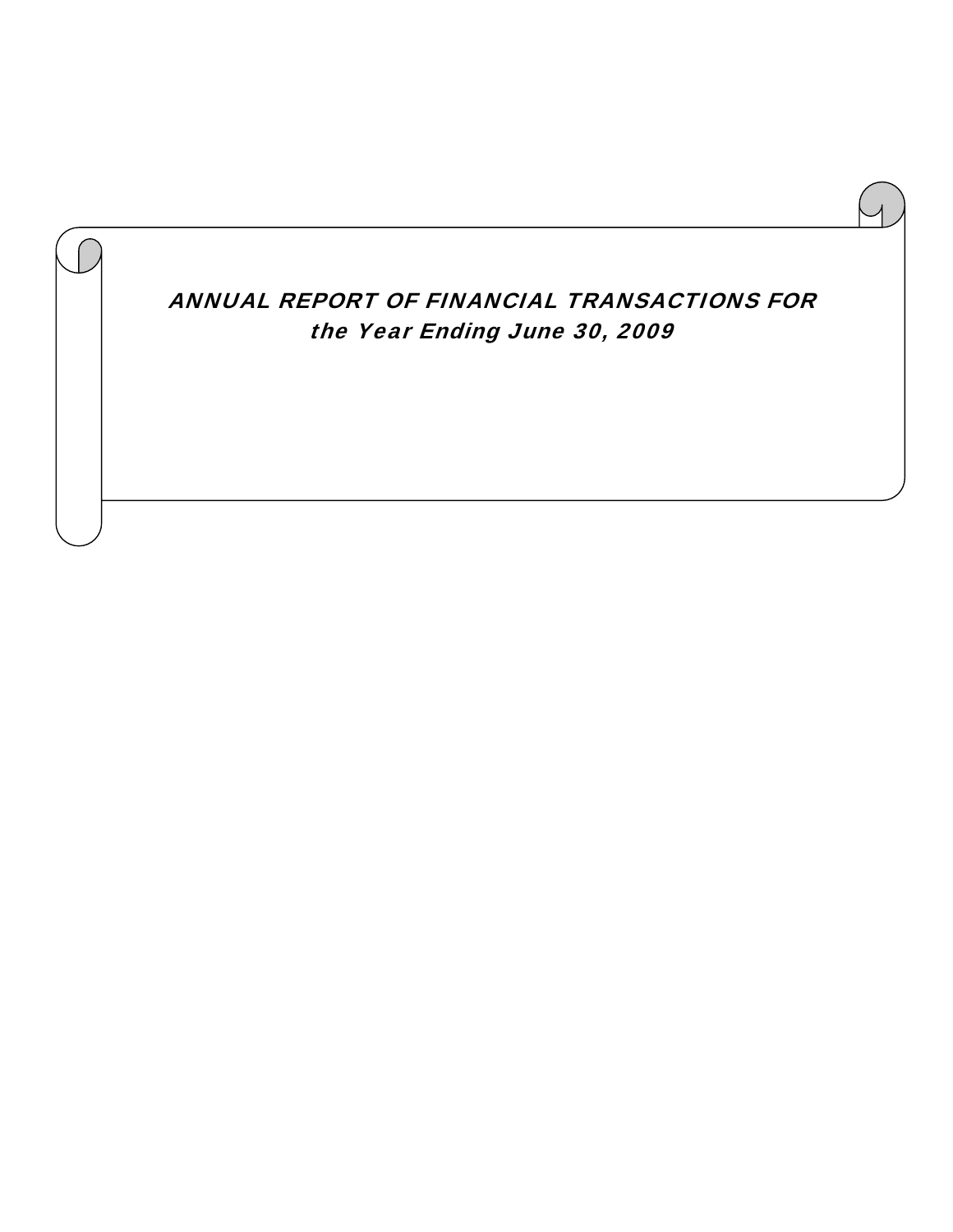# *ANNUAL REPORT OF FINANCIAL TRANSACTIONS FOR the Year Ending June 30, 2009*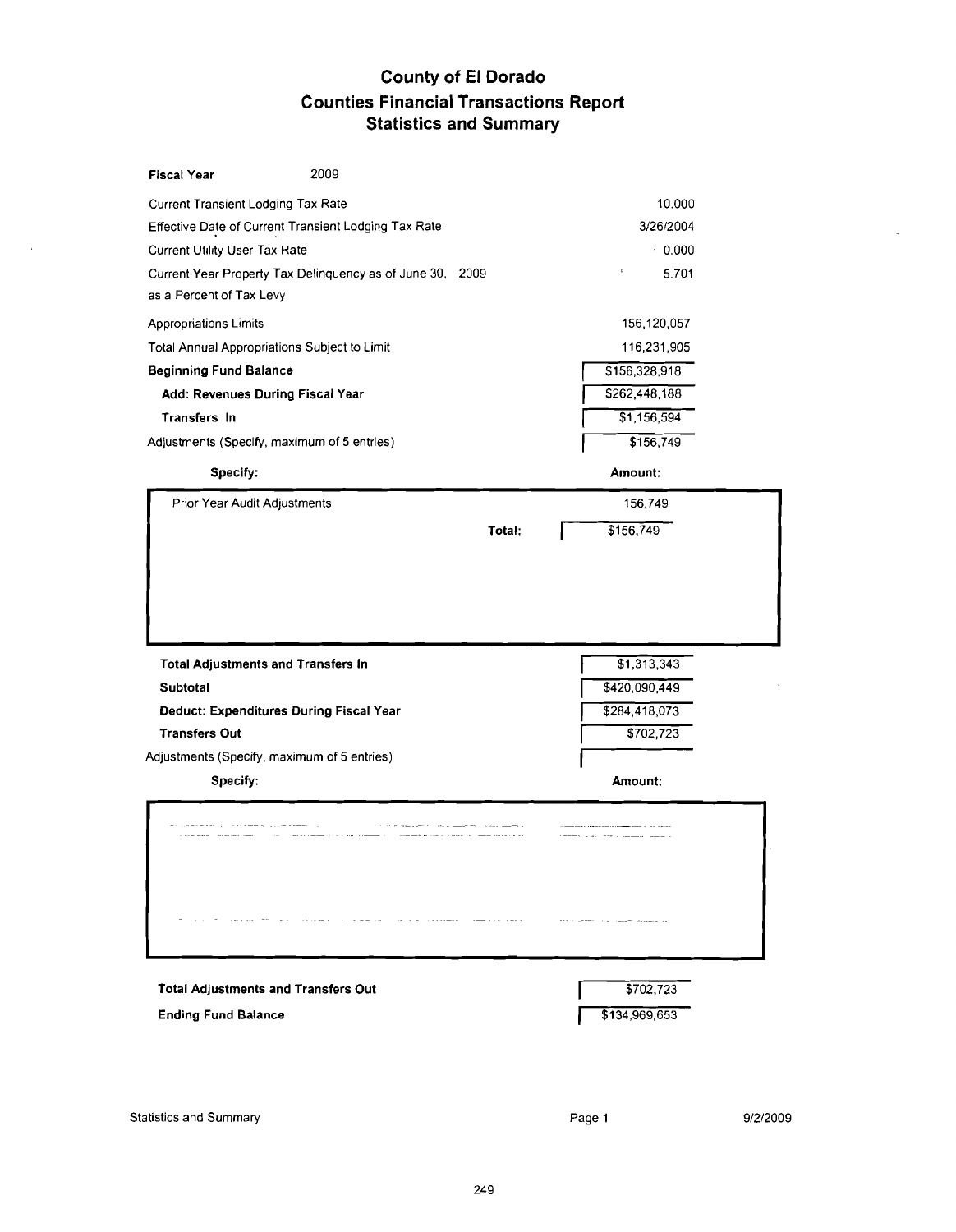# County of El Dorado
## Counties Financial Transactions Report
## Statistics and Summary

**Fiscal Year** 2009

| | |
|---|---|
| Current Transient Lodging Tax Rate | 10.000 |
| Effective Date of Current Transient Lodging Tax Rate | 3/26/2004 |
| Current Utility User Tax Rate | 0.000 |
| Current Year Property Tax Delinquency as of June 30, 2009 as a Percent of Tax Levy | 5.701 |
| Appropriations Limits | 156,120,057 |
| Total Annual Appropriations Subject to Limit | 116,231,905 |
| **Beginning Fund Balance** | $156,328,918 |
| **Add: Revenues During Fiscal Year** | $262,448,188 |
| **Transfers In** | $1,156,594 |
| Adjustments (Specify, maximum of 5 entries) | $156,749 |

| **Specify:** | **Amount:** |
|---|---|
| Prior Year Audit Adjustments | 156,749 |
| Total: | $156,749 |

| | |
|---|---|
| **Total Adjustments and Transfers In** | $1,313,343 |
| **Subtotal** | $420,090,449 |
| **Deduct: Expenditures During Fiscal Year** | $284,418,073 |
| **Transfers Out** | $702,723 |
| Adjustments (Specify, maximum of 5 entries) | |

| **Specify:** | **Amount:** |
|---|---|
| | |

| | |
|---|---|
| **Total Adjustments and Transfers Out** | $702,723 |
| **Ending Fund Balance** | $134,969,653 |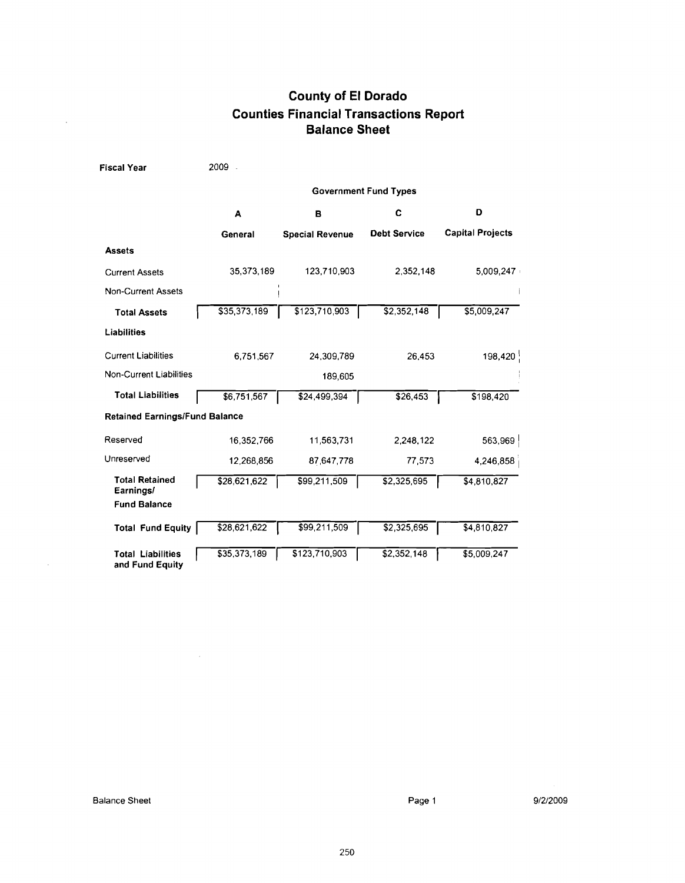# County of El Dorado
## Counties Financial Transactions Report
## Balance Sheet

**Fiscal Year** 2009

| | Government Fund Types | | | |
|---|---|---|---|---|
| | **A** | **B** | **C** | **D** |
| | **General** | **Special Revenue** | **Debt Service** | **Capital Projects** |
| **Assets** | | | | |
| Current Assets | 35,373,189 | 123,710,903 | 2,352,148 | 5,009,247 |
| Non-Current Assets | | | | |
| **Total Assets** | $35,373,189 | $123,710,903 | $2,352,148 | $5,009,247 |
| **Liabilities** | | | | |
| Current Liabilities | 6,751,567 | 24,309,789 | 26,453 | 198,420 |
| Non-Current Liabilities | | 189,605 | | |
| **Total Liabilities** | $6,751,567 | $24,499,394 | $26,453 | $198,420 |
| **Retained Earnings/Fund Balance** | | | | |
| Reserved | 16,352,766 | 11,563,731 | 2,248,122 | 563,969 |
| Unreserved | 12,268,856 | 87,647,778 | 77,573 | 4,246,858 |
| **Total Retained Earnings/ Fund Balance** | $28,621,622 | $99,211,509 | $2,325,695 | $4,810,827 |
| **Total Fund Equity** | $28,621,622 | $99,211,509 | $2,325,695 | $4,810,827 |
| **Total Liabilities and Fund Equity** | $35,373,189 | $123,710,903 | $2,352,148 | $5,009,247 |

Balance Sheet 9/2/2009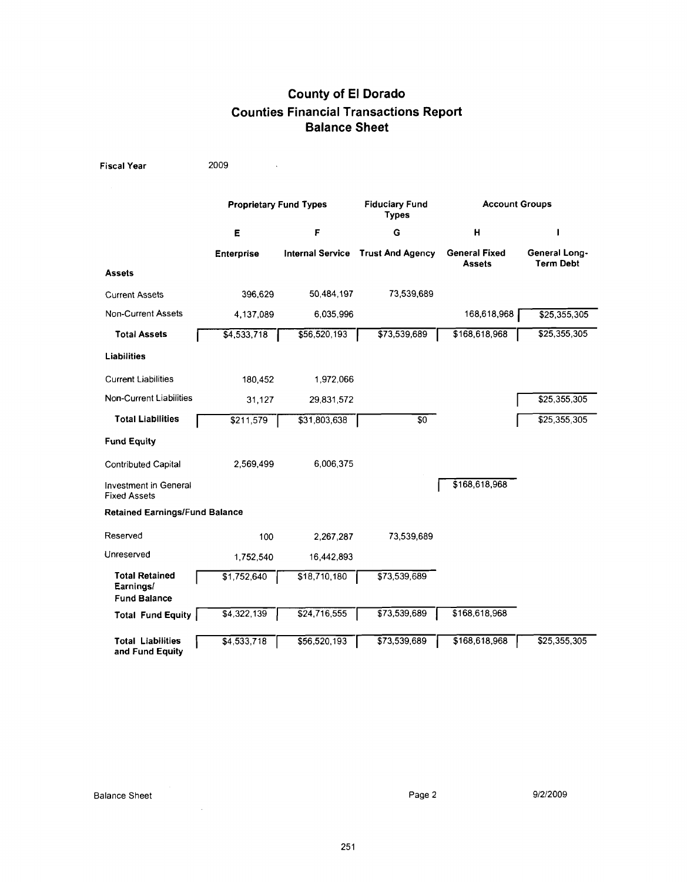# County of El Dorado
## Counties Financial Transactions Report
## Balance Sheet

**Fiscal Year** 2009

| | Proprietary Fund Types | | Fiduciary Fund Types | Account Groups | |
|---|---|---|---|---|---|
| | E | F | G | H | I |
| | Enterprise | Internal Service | Trust And Agency | General Fixed Assets | General Long-Term Debt |
| **Assets** | | | | | |
| Current Assets | 396,629 | 50,484,197 | 73,539,689 | | |
| Non-Current Assets | 4,137,089 | 6,035,996 | | 168,618,968 | $25,355,305 |
| **Total Assets** | $4,533,718 | $56,520,193 | $73,539,689 | $168,618,968 | $25,355,305 |
| **Liabilities** | | | | | |
| Current Liabilities | 180,452 | 1,972,066 | | | |
| Non-Current Liabilities | 31,127 | 29,831,572 | | | $25,355,305 |
| **Total Liabilities** | $211,579 | $31,803,638 | $0 | | $25,355,305 |
| **Fund Equity** | | | | | |
| Contributed Capital | 2,569,499 | 6,006,375 | | | |
| Investment in General Fixed Assets | | | | $168,618,968 | |
| **Retained Earnings/Fund Balance** | | | | | |
| Reserved | 100 | 2,267,287 | 73,539,689 | | |
| Unreserved | 1,752,540 | 16,442,893 | | | |
| **Total Retained Earnings/ Fund Balance** | $1,752,640 | $18,710,180 | $73,539,689 | | |
| **Total Fund Equity** | $4,322,139 | $24,716,555 | $73,539,689 | $168,618,968 | |
| **Total Liabilities and Fund Equity** | $4,533,718 | $56,520,193 | $73,539,689 | $168,618,968 | $25,355,305 |

Balance Sheet 9/2/2009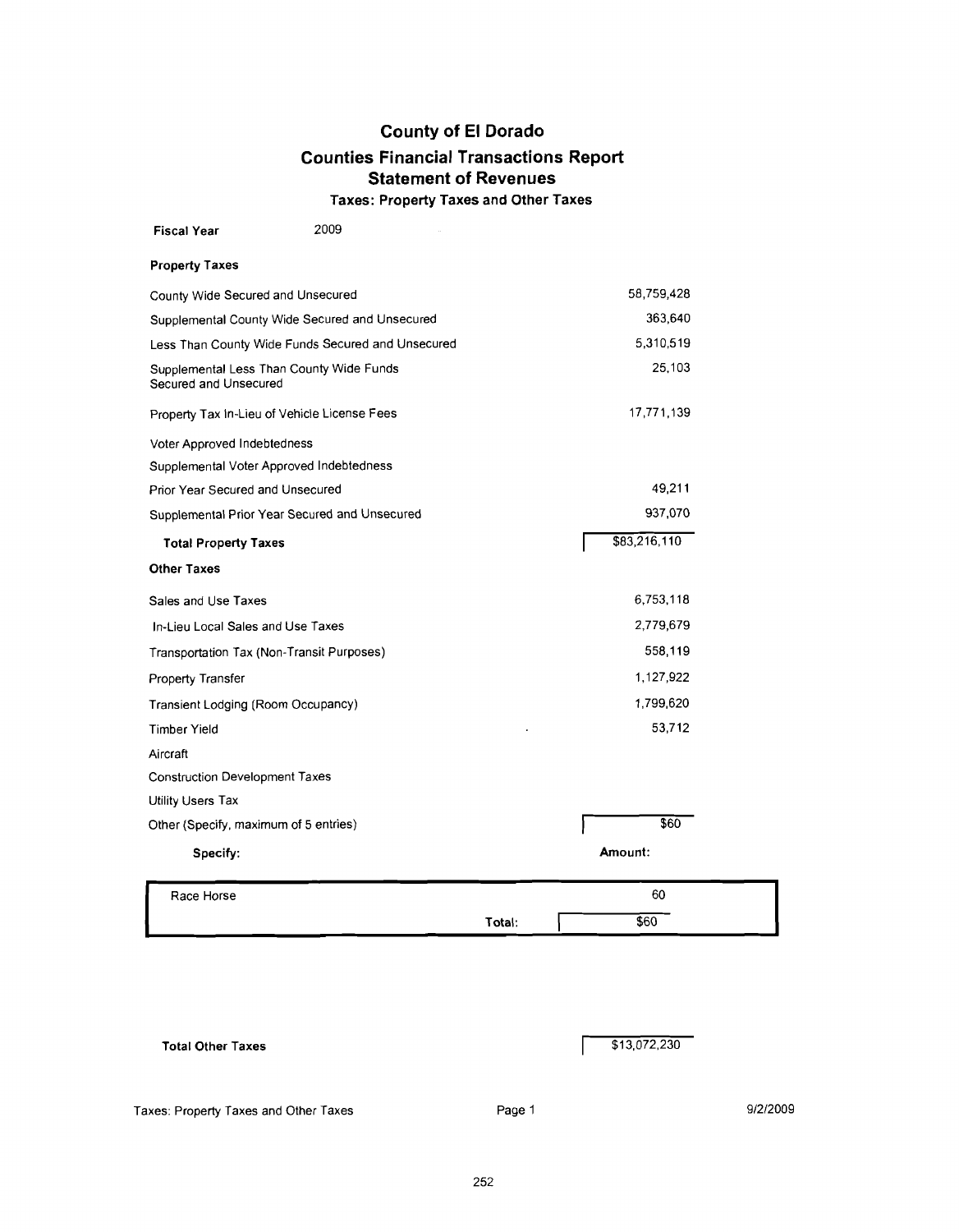# County of El Dorado

## Counties Financial Transactions Report

## Statement of Revenues

### Taxes: Property Taxes and Other Taxes

**Fiscal Year** 2009

**Property Taxes**

| | |
|---|---|
| County Wide Secured and Unsecured | 58,759,428 |
| Supplemental County Wide Secured and Unsecured | 363,640 |
| Less Than County Wide Funds Secured and Unsecured | 5,310,519 |
| Supplemental Less Than County Wide Funds Secured and Unsecured | 25,103 |
| Property Tax In-Lieu of Vehicle License Fees | 17,771,139 |
| Voter Approved Indebtedness | |
| Supplemental Voter Approved Indebtedness | |
| Prior Year Secured and Unsecured | 49,211 |
| Supplemental Prior Year Secured and Unsecured | 937,070 |
| **Total Property Taxes** | $83,216,110 |

**Other Taxes**

| | |
|---|---|
| Sales and Use Taxes | 6,753,118 |
| In-Lieu Local Sales and Use Taxes | 2,779,679 |
| Transportation Tax (Non-Transit Purposes) | 558,119 |
| Property Transfer | 1,127,922 |
| Transient Lodging (Room Occupancy) | 1,799,620 |
| Timber Yield | 53,712 |
| Aircraft | |
| Construction Development Taxes | |
| Utility Users Tax | |
| Other (Specify, maximum of 5 entries) | $60 |

| **Specify:** | **Amount:** |
|---|---|
| Race Horse | 60 |
| Total: | $60 |

| | |
|---|---|
| **Total Other Taxes** | $13,072,230 |

Taxes: Property Taxes and Other Taxes 9/2/2009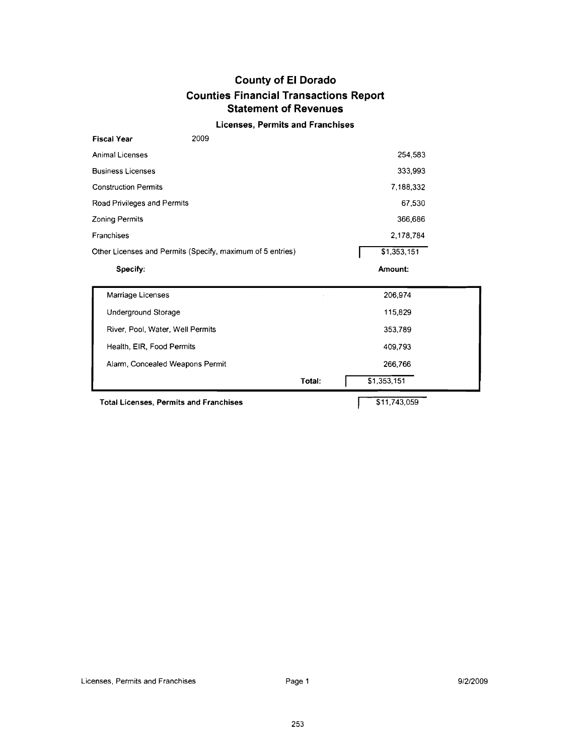# County of El Dorado
## Counties Financial Transactions Report
### Statement of Revenues

**Licenses, Permits and Franchises**

**Fiscal Year** 2009

| | |
|---|---|
| Animal Licenses | 254,583 |
| Business Licenses | 333,993 |
| Construction Permits | 7,188,332 |
| Road Privileges and Permits | 67,530 |
| Zoning Permits | 366,686 |
| Franchises | 2,178,784 |
| Other Licenses and Permits (Specify, maximum of 5 entries) | $1,353,151 |

| **Specify:** | **Amount:** |
|---|---|
| Marriage Licenses | 206,974 |
| Underground Storage | 115,829 |
| River, Pool, Water, Well Permits | 353,789 |
| Health, EIR, Food Permits | 409,793 |
| Alarm, Concealed Weapons Permit | 266,766 |
| **Total:** | $1,353,151 |

**Total Licenses, Permits and Franchises** $11,743,059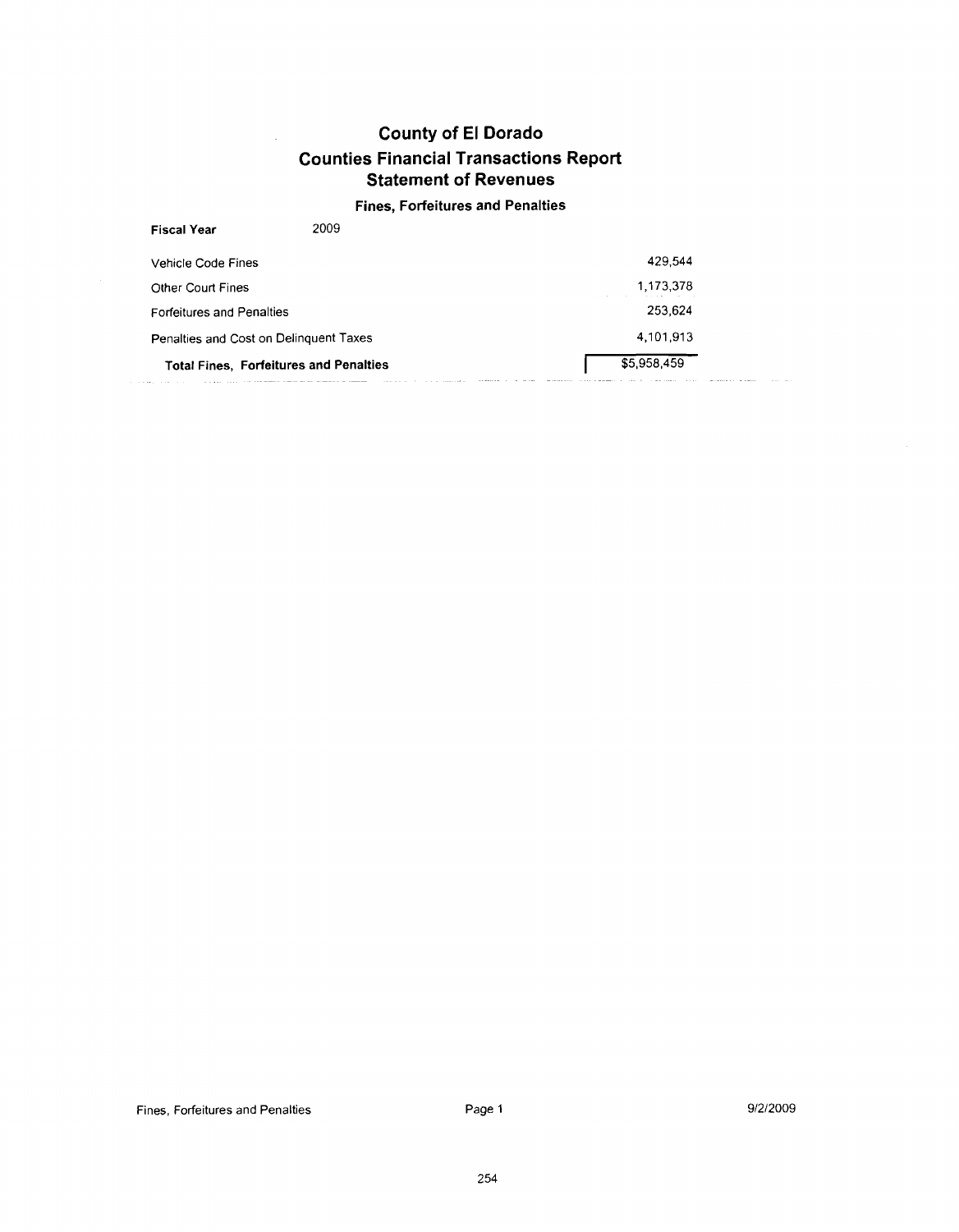# County of El Dorado

## Counties Financial Transactions Report

## Statement of Revenues

### Fines, Forfeitures and Penalties

**Fiscal Year** 2009

| | |
|---|---|
| Vehicle Code Fines | 429,544 |
| Other Court Fines | 1,173,378 |
| Forfeitures and Penalties | 253,624 |
| Penalties and Cost on Delinquent Taxes | 4,101,913 |
| **Total Fines, Forfeitures and Penalties** | $5,958,459 |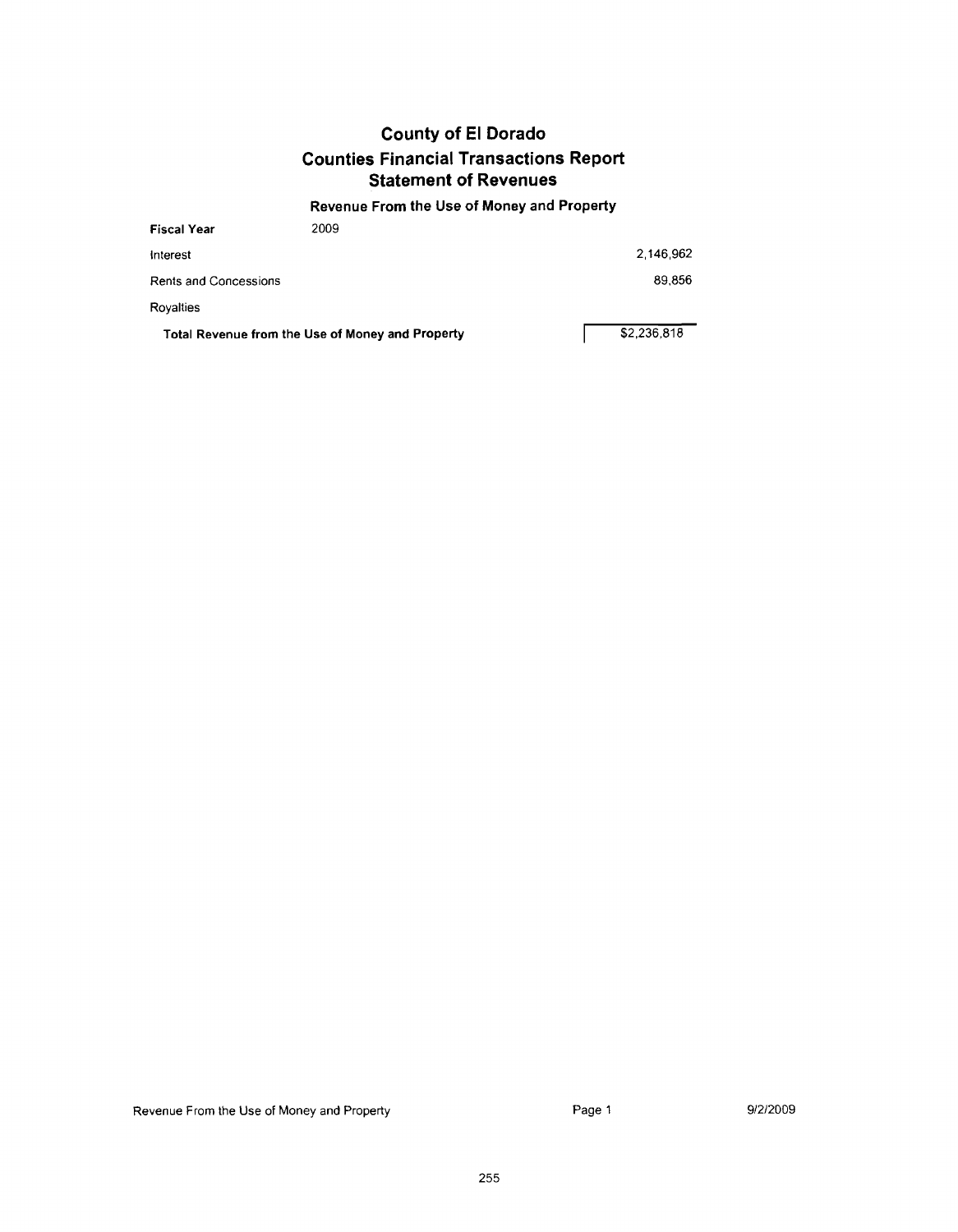# County of El Dorado
## Counties Financial Transactions Report
## Statement of Revenues

### Revenue From the Use of Money and Property

| **Fiscal Year** 2009 | |
|---|---|
| Interest | 2,146,962 |
| Rents and Concessions | 89,856 |
| Royalties | |
| **Total Revenue from the Use of Money and Property** | $2,236,818 |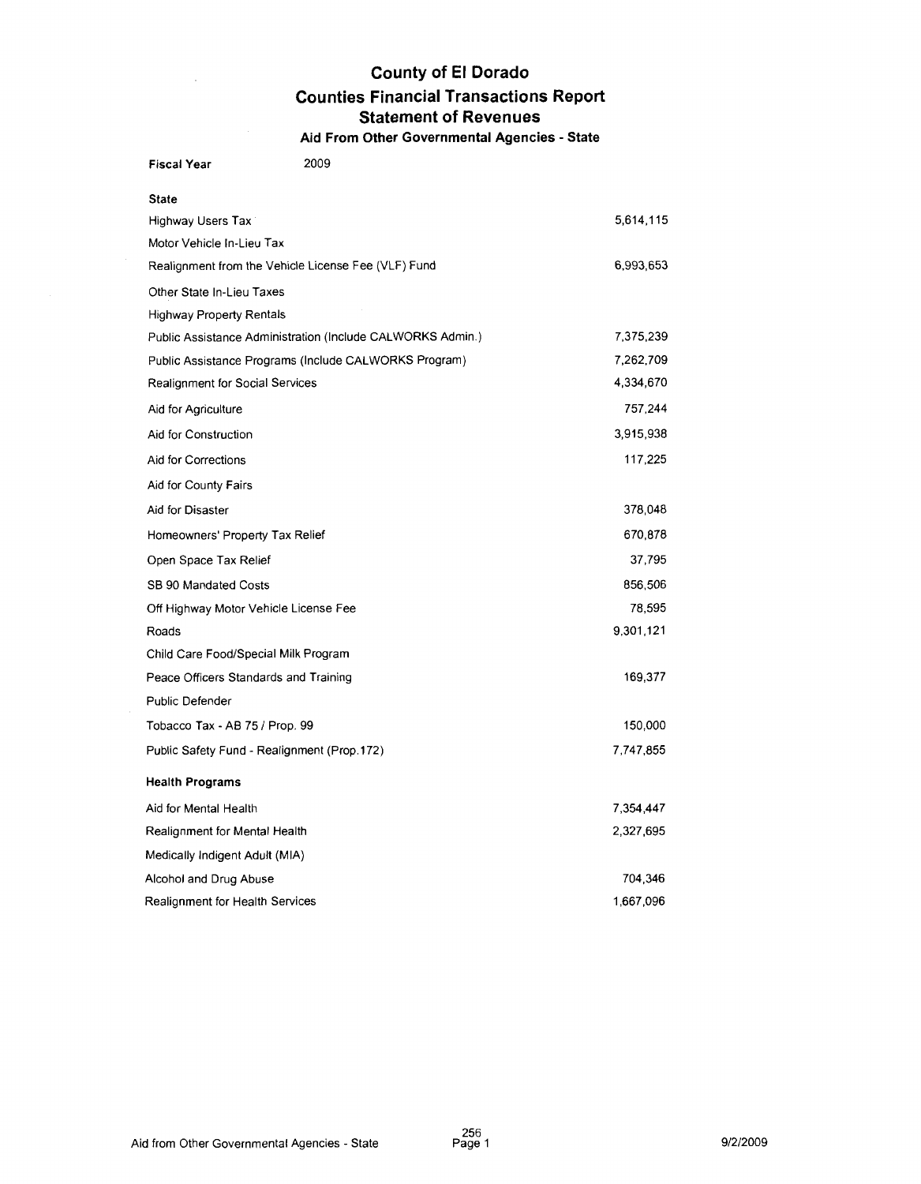# County of El Dorado
## Counties Financial Transactions Report
## Statement of Revenues
### Aid From Other Governmental Agencies - State

**Fiscal Year** 2009

| | |
|---|---|
| **State** | |
| Highway Users Tax | 5,614,115 |
| Motor Vehicle In-Lieu Tax | |
| Realignment from the Vehicle License Fee (VLF) Fund | 6,993,653 |
| Other State In-Lieu Taxes | |
| Highway Property Rentals | |
| Public Assistance Administration (Include CALWORKS Admin.) | 7,375,239 |
| Public Assistance Programs (Include CALWORKS Program) | 7,262,709 |
| Realignment for Social Services | 4,334,670 |
| Aid for Agriculture | 757,244 |
| Aid for Construction | 3,915,938 |
| Aid for Corrections | 117,225 |
| Aid for County Fairs | |
| Aid for Disaster | 378,048 |
| Homeowners' Property Tax Relief | 670,878 |
| Open Space Tax Relief | 37,795 |
| SB 90 Mandated Costs | 856,506 |
| Off Highway Motor Vehicle License Fee | 78,595 |
| Roads | 9,301,121 |
| Child Care Food/Special Milk Program | |
| Peace Officers Standards and Training | 169,377 |
| Public Defender | |
| Tobacco Tax - AB 75 / Prop. 99 | 150,000 |
| Public Safety Fund - Realignment (Prop.172) | 7,747,855 |
| **Health Programs** | |
| Aid for Mental Health | 7,354,447 |
| Realignment for Mental Health | 2,327,695 |
| Medically Indigent Adult (MIA) | |
| Alcohol and Drug Abuse | 704,346 |
| Realignment for Health Services | 1,667,096 |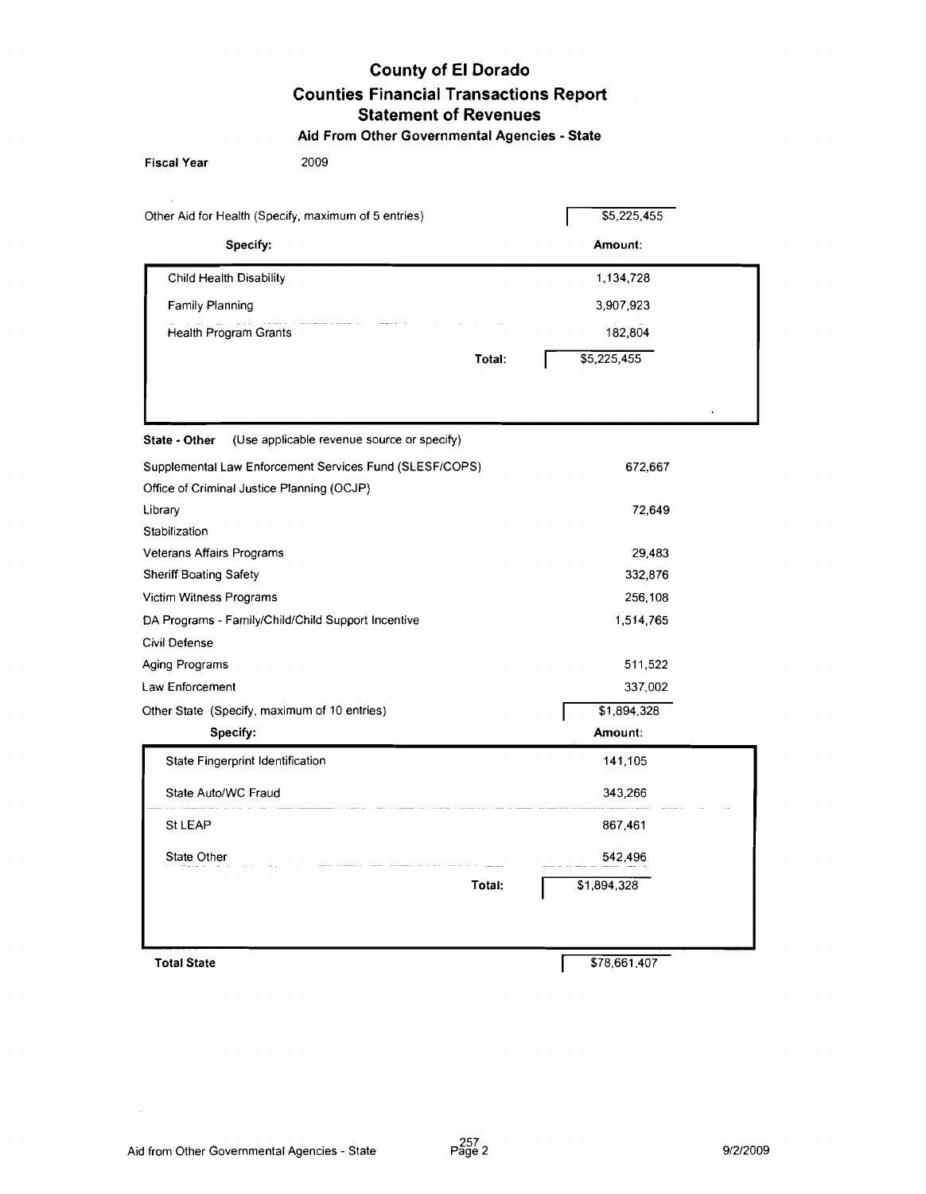# County of El Dorado

## Counties Financial Transactions Report

## Statement of Revenues

### Aid From Other Governmental Agencies - State

**Fiscal Year** 2009

| Other Aid for Health (Specify, maximum of 5 entries) | $5,225,455 |
|---|---|
| **Specify:** | **Amount:** |
| Child Health Disability | 1,134,728 |
| Family Planning | 3,907,923 |
| Health Program Grants | 182,804 |
| **Total:** | $5,225,455 |

**State - Other** (Use applicable revenue source or specify)

| Description | Amount |
|---|---|
| Supplemental Law Enforcement Services Fund (SLESF/COPS) | 672,667 |
| Office of Criminal Justice Planning (OCJP) | |
| Library | 72,649 |
| Stabilization | |
| Veterans Affairs Programs | 29,483 |
| Sheriff Boating Safety | 332,876 |
| Victim Witness Programs | 256,108 |
| DA Programs - Family/Child/Child Support Incentive | 1,514,765 |
| Civil Defense | |
| Aging Programs | 511,522 |
| Law Enforcement | 337,002 |
| Other State (Specify, maximum of 10 entries) | $1,894,328 |

| **Specify:** | **Amount:** |
|---|---|
| State Fingerprint Identification | 141,105 |
| State Auto/WC Fraud | 343,266 |
| St LEAP | 867,461 |
| State Other | 542,496 |
| **Total:** | $1,894,328 |

**Total State** $78,661,407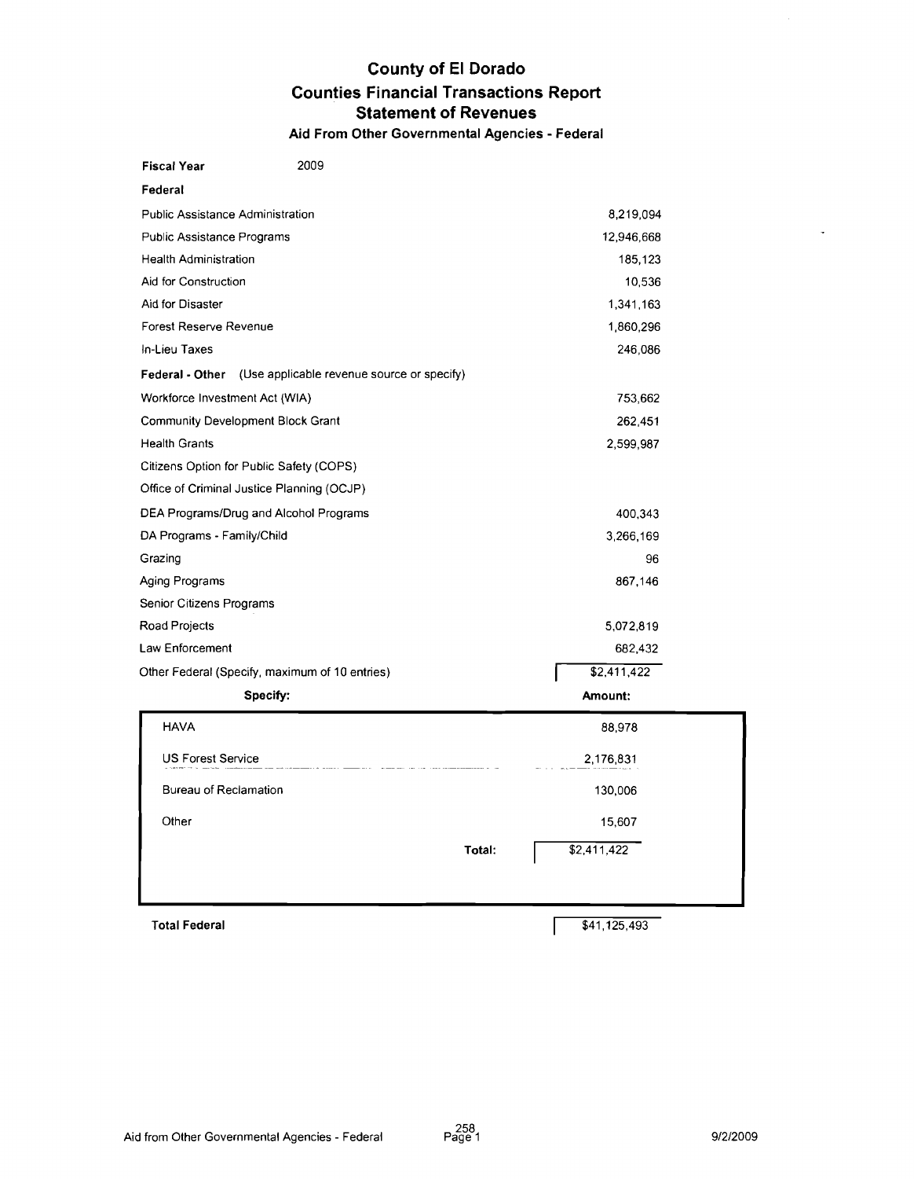# County of El Dorado
## Counties Financial Transactions Report
## Statement of Revenues
### Aid From Other Governmental Agencies - Federal

**Fiscal Year** 2009

**Federal**

| Item | Amount |
|---|---|
| Public Assistance Administration | 8,219,094 |
| Public Assistance Programs | 12,946,668 |
| Health Administration | 185,123 |
| Aid for Construction | 10,536 |
| Aid for Disaster | 1,341,163 |
| Forest Reserve Revenue | 1,860,296 |
| In-Lieu Taxes | 246,086 |
| **Federal - Other** (Use applicable revenue source or specify) | |
| Workforce Investment Act (WIA) | 753,662 |
| Community Development Block Grant | 262,451 |
| Health Grants | 2,599,987 |
| Citizens Option for Public Safety (COPS) | |
| Office of Criminal Justice Planning (OCJP) | |
| DEA Programs/Drug and Alcohol Programs | 400,343 |
| DA Programs - Family/Child | 3,266,169 |
| Grazing | 96 |
| Aging Programs | 867,146 |
| Senior Citizens Programs | |
| Road Projects | 5,072,819 |
| Law Enforcement | 682,432 |
| Other Federal (Specify, maximum of 10 entries) | $2,411,422 |

| Specify: | Amount: |
|---|---|
| HAVA | 88,978 |
| US Forest Service | 2,176,831 |
| Bureau of Reclamation | 130,006 |
| Other | 15,607 |
| Total: | $2,411,422 |

**Total Federal** $41,125,493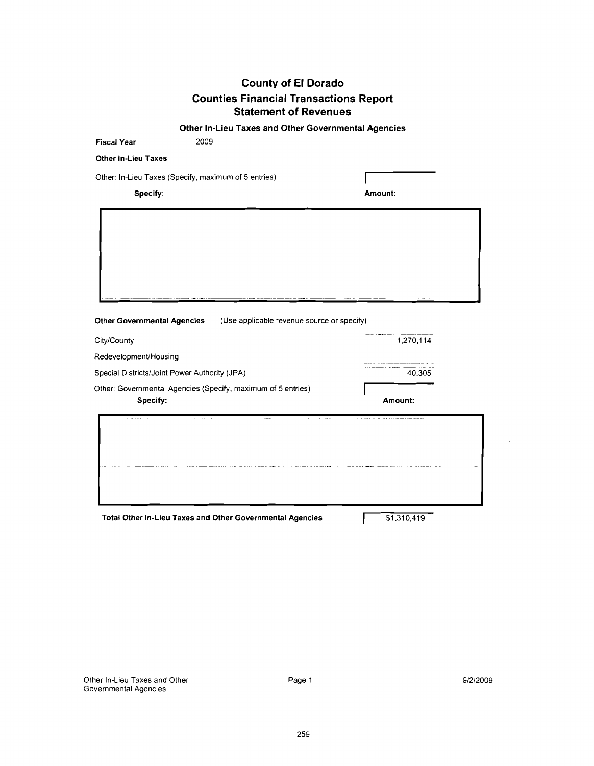# County of El Dorado
## Counties Financial Transactions Report
## Statement of Revenues

### Other In-Lieu Taxes and Other Governmental Agencies

**Fiscal Year** 2009

**Other In-Lieu Taxes**

Other: In-Lieu Taxes (Specify, maximum of 5 entries)

| Specify: | Amount: |
| --- | --- |
| | |

**Other Governmental Agencies** (Use applicable revenue source or specify)

| | |
| --- | --- |
| City/County | 1,270,114 |
| Redevelopment/Housing | |
| Special Districts/Joint Power Authority (JPA) | 40,305 |

Other: Governmental Agencies (Specify, maximum of 5 entries)

| Specify: | Amount: |
| --- | --- |
| | |

| | |
| --- | --- |
| **Total Other In-Lieu Taxes and Other Governmental Agencies** | $1,310,419 |

Other In-Lieu Taxes and Other Governmental Agencies | Page 1 | 9/2/2009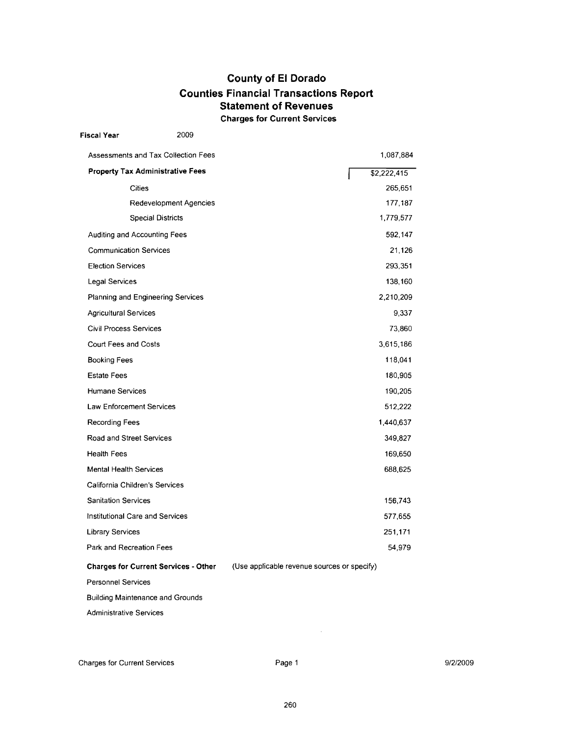# County of El Dorado

## Counties Financial Transactions Report

## Statement of Revenues

### Charges for Current Services

**Fiscal Year** 2009

| | |
|---|---|
| Assessments and Tax Collection Fees | 1,087,884 |
| **Property Tax Administrative Fees** | $2,222,415 |
| Cities | 265,651 |
| Redevelopment Agencies | 177,187 |
| Special Districts | 1,779,577 |
| Auditing and Accounting Fees | 592,147 |
| Communication Services | 21,126 |
| Election Services | 293,351 |
| Legal Services | 138,160 |
| Planning and Engineering Services | 2,210,209 |
| Agricultural Services | 9,337 |
| Civil Process Services | 73,860 |
| Court Fees and Costs | 3,615,186 |
| Booking Fees | 118,041 |
| Estate Fees | 180,905 |
| Humane Services | 190,205 |
| Law Enforcement Services | 512,222 |
| Recording Fees | 1,440,637 |
| Road and Street Services | 349,827 |
| Health Fees | 169,650 |
| Mental Health Services | 688,625 |
| California Children's Services | |
| Sanitation Services | 156,743 |
| Institutional Care and Services | 577,655 |
| Library Services | 251,171 |
| Park and Recreation Fees | 54,979 |
| **Charges for Current Services - Other** (Use applicable revenue sources or specify) | |
| Personnel Services | |
| Building Maintenance and Grounds | |
| Administrative Services | |

Charges for Current Services Page 1 9/2/2009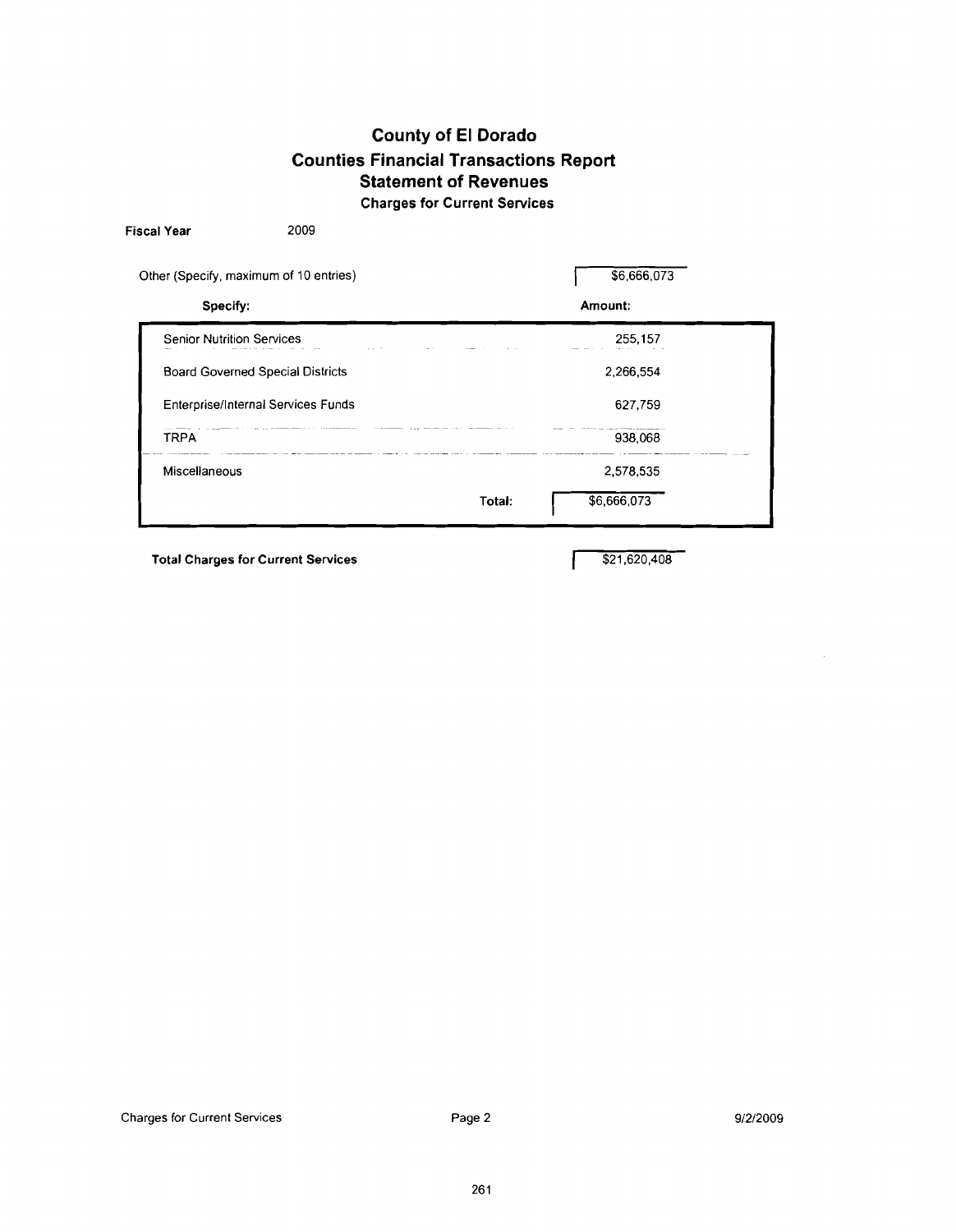# County of El Dorado
## Counties Financial Transactions Report
## Statement of Revenues
### Charges for Current Services

**Fiscal Year** 2009

Other (Specify, maximum of 10 entries) $6,666,073

| Specify: | Amount: |
|---|---|
| Senior Nutrition Services | 255,157 |
| Board Governed Special Districts | 2,266,554 |
| Enterprise/Internal Services Funds | 627,759 |
| TRPA | 938,068 |
| Miscellaneous | 2,578,535 |
| **Total:** | $6,666,073 |

**Total Charges for Current Services** $21,620,408

Charges for Current Services Page 2 9/2/2009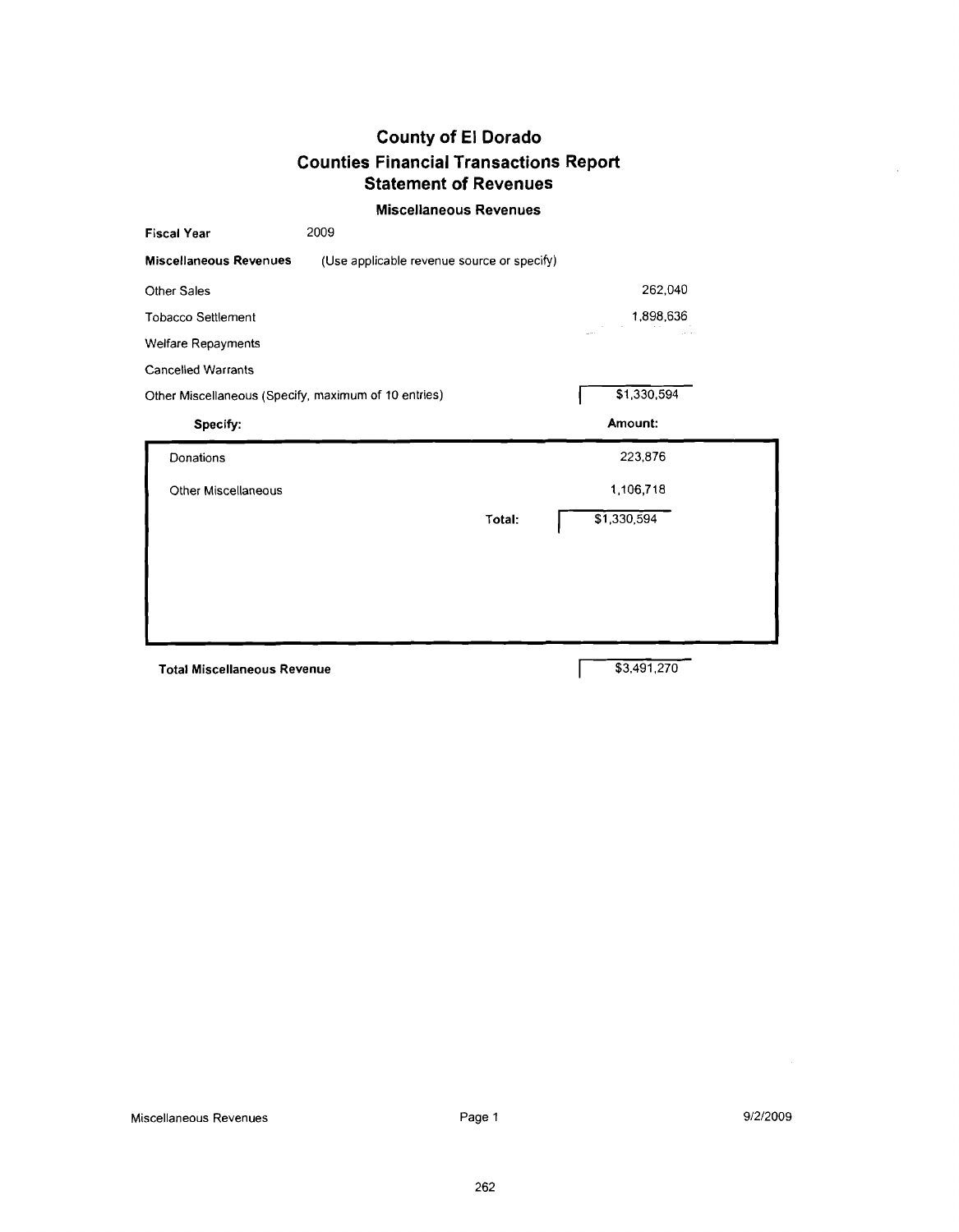# County of El Dorado
## Counties Financial Transactions Report
## Statement of Revenues
### Miscellaneous Revenues

**Fiscal Year** 2009

**Miscellaneous Revenues** (Use applicable revenue source or specify)

| | |
|---|---|
| Other Sales | 262,040 |
| Tobacco Settlement | 1,898,636 |
| Welfare Repayments | |
| Cancelled Warrants | |
| Other Miscellaneous (Specify, maximum of 10 entries) | $1,330,594 |

| Specify: | Amount: |
|---|---|
| Donations | 223,876 |
| Other Miscellaneous | 1,106,718 |
| Total: | $1,330,594 |

**Total Miscellaneous Revenue** $3,491,270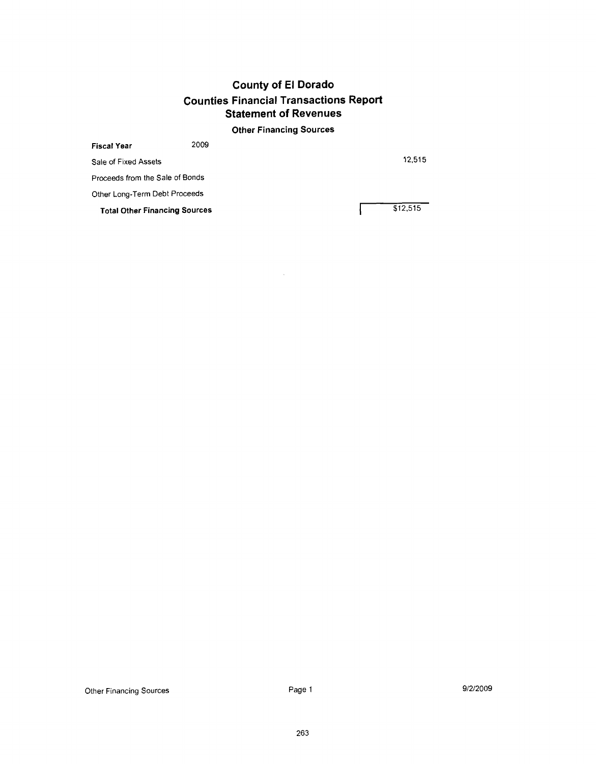# County of El Dorado

## Counties Financial Transactions Report

## Statement of Revenues

### Other Financing Sources

**Fiscal Year** 2009

| | |
|---|---|
| Sale of Fixed Assets | 12,515 |
| Proceeds from the Sale of Bonds | |
| Other Long-Term Debt Proceeds | |
| **Total Other Financing Sources** | $12,515 |

Other Financing Sources    9/2/2009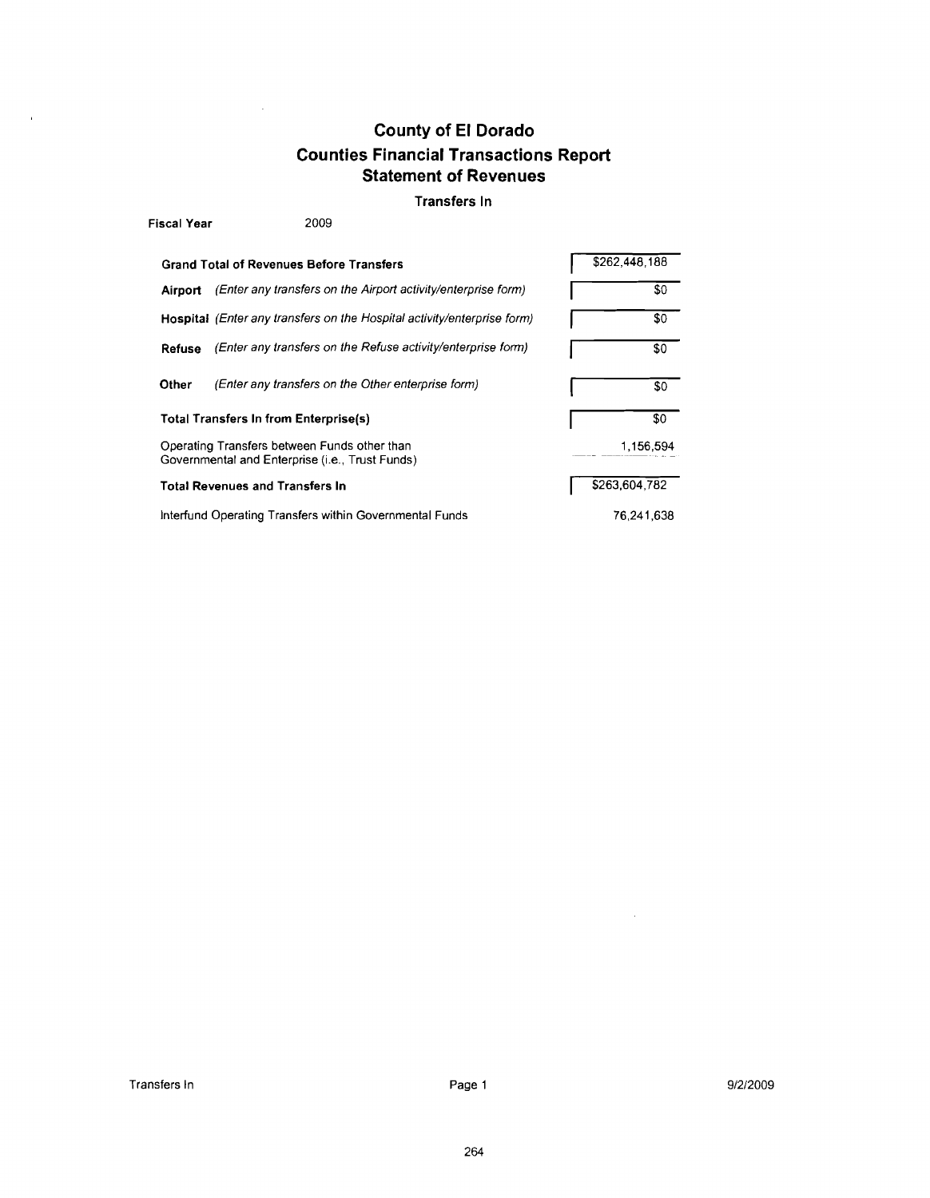# County of El Dorado
## Counties Financial Transactions Report
## Statement of Revenues

### Transfers In

**Fiscal Year** 2009

| | |
|---|---|
| **Grand Total of Revenues Before Transfers** | $262,448,188 |
| **Airport** *(Enter any transfers on the Airport activity/enterprise form)* | $0 |
| **Hospital** *(Enter any transfers on the Hospital activity/enterprise form)* | $0 |
| **Refuse** *(Enter any transfers on the Refuse activity/enterprise form)* | $0 |
| **Other** *(Enter any transfers on the Other enterprise form)* | $0 |
| **Total Transfers In from Enterprise(s)** | $0 |
| Operating Transfers between Funds other than Governmental and Enterprise (i.e., Trust Funds) | 1,156,594 |
| **Total Revenues and Transfers In** | $263,604,782 |
| Interfund Operating Transfers within Governmental Funds | 76,241,638 |

Transfers In  9/2/2009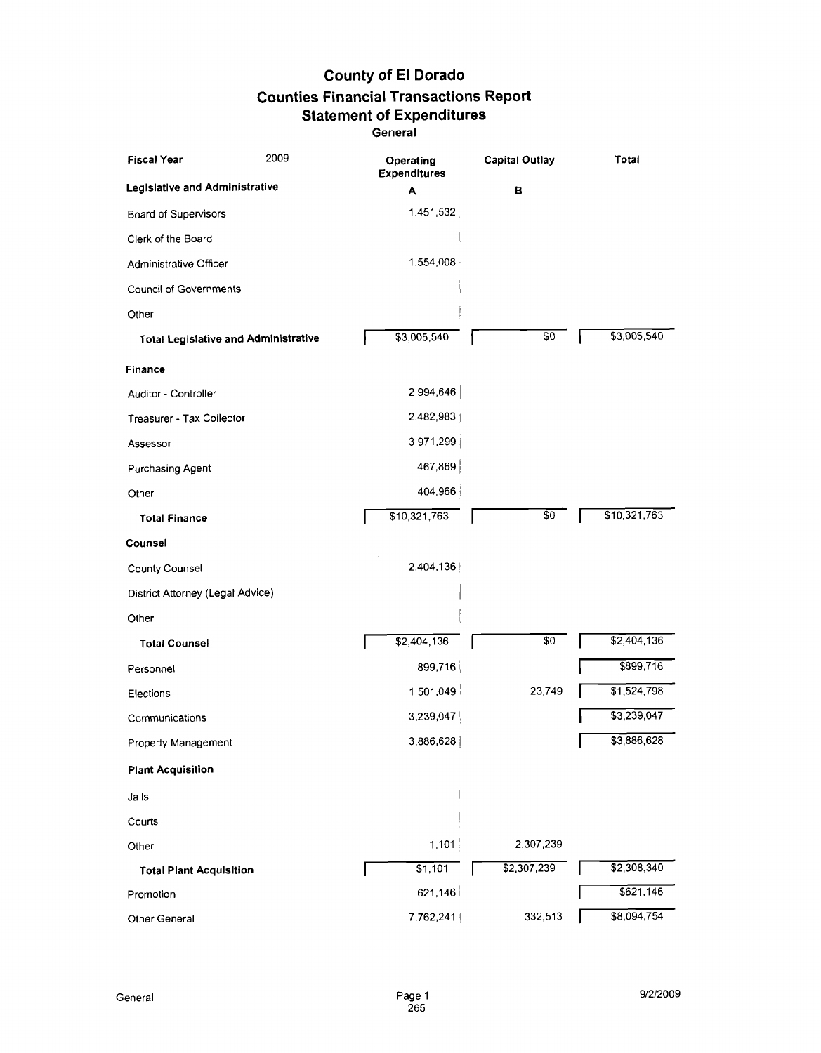# County of El Dorado
## Counties Financial Transactions Report
## Statement of Expenditures
### General

| Fiscal Year 2009 | Operating Expenditures | Capital Outlay | Total |
|---|---|---|---|
| **Legislative and Administrative** | **A** | **B** | |
| Board of Supervisors | 1,451,532 | | |
| Clerk of the Board | | | |
| Administrative Officer | 1,554,008 | | |
| Council of Governments | | | |
| Other | | | |
| **Total Legislative and Administrative** | $3,005,540 | $0 | $3,005,540 |
| **Finance** | | | |
| Auditor - Controller | 2,994,646 | | |
| Treasurer - Tax Collector | 2,482,983 | | |
| Assessor | 3,971,299 | | |
| Purchasing Agent | 467,869 | | |
| Other | 404,966 | | |
| **Total Finance** | $10,321,763 | $0 | $10,321,763 |
| **Counsel** | | | |
| County Counsel | 2,404,136 | | |
| District Attorney (Legal Advice) | | | |
| Other | | | |
| **Total Counsel** | $2,404,136 | $0 | $2,404,136 |
| Personnel | 899,716 | | $899,716 |
| Elections | 1,501,049 | 23,749 | $1,524,798 |
| Communications | 3,239,047 | | $3,239,047 |
| Property Management | 3,886,628 | | $3,886,628 |
| **Plant Acquisition** | | | |
| Jails | | | |
| Courts | | | |
| Other | 1,101 | 2,307,239 | |
| **Total Plant Acquisition** | $1,101 | $2,307,239 | $2,308,340 |
| Promotion | 621,146 | | $621,146 |
| Other General | 7,762,241 | 332,513 | $8,094,754 |

General 265 9/2/2009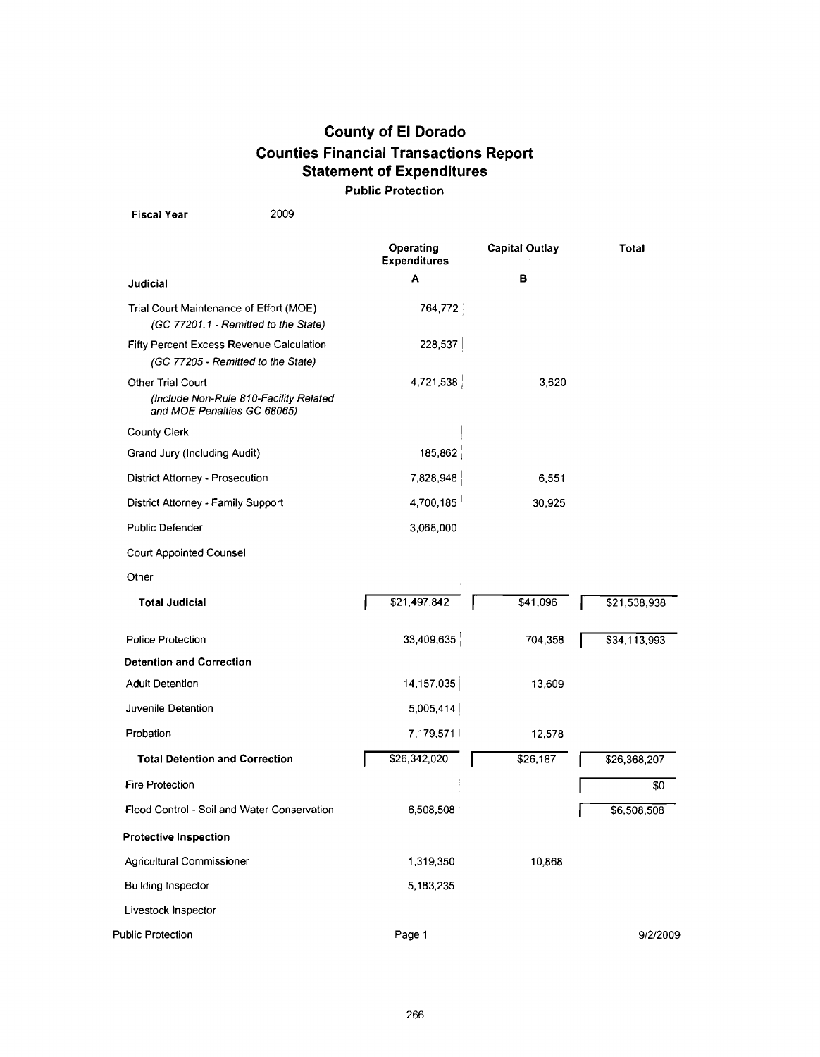# County of El Dorado

## Counties Financial Transactions Report

## Statement of Expenditures

### Public Protection

**Fiscal Year** 2009

| | Operating Expenditures | Capital Outlay | Total |
|---|---|---|---|
| **Judicial** | **A** | **B** | |
| Trial Court Maintenance of Effort (MOE) *(GC 77201.1 - Remitted to the State)* | 764,772 | | |
| Fifty Percent Excess Revenue Calculation *(GC 77205 - Remitted to the State)* | 228,537 | | |
| Other Trial Court *(Include Non-Rule 810-Facility Related and MOE Penalties GC 68065)* | 4,721,538 | 3,620 | |
| County Clerk | | | |
| Grand Jury (Including Audit) | 185,862 | | |
| District Attorney - Prosecution | 7,828,948 | 6,551 | |
| District Attorney - Family Support | 4,700,185 | 30,925 | |
| Public Defender | 3,068,000 | | |
| Court Appointed Counsel | | | |
| Other | | | |
| **Total Judicial** | $21,497,842 | $41,096 | $21,538,938 |
| Police Protection | 33,409,635 | 704,358 | $34,113,993 |
| **Detention and Correction** | | | |
| Adult Detention | 14,157,035 | 13,609 | |
| Juvenile Detention | 5,005,414 | | |
| Probation | 7,179,571 | 12,578 | |
| **Total Detention and Correction** | $26,342,020 | $26,187 | $26,368,207 |
| Fire Protection | | | $0 |
| Flood Control - Soil and Water Conservation | 6,508,508 | | $6,508,508 |
| **Protective Inspection** | | | |
| Agricultural Commissioner | 1,319,350 | 10,868 | |
| Building Inspector | 5,183,235 | | |
| Livestock Inspector | | | |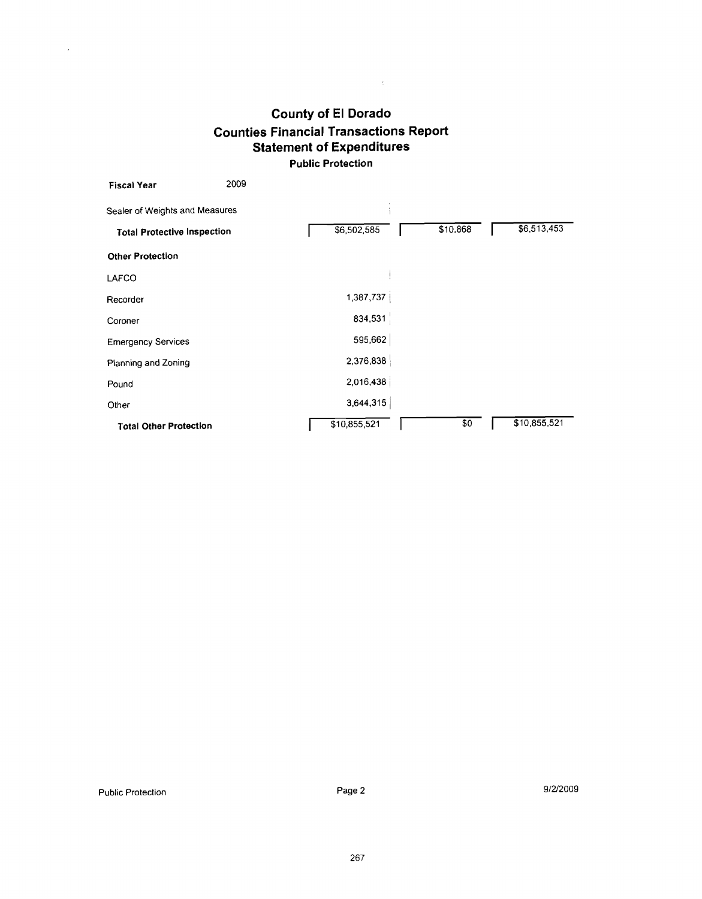# County of El Dorado
## Counties Financial Transactions Report
## Statement of Expenditures
### Public Protection

**Fiscal Year** 2009

| | | | |
|---|---|---|---|
| Sealer of Weights and Measures | | | |
| **Total Protective Inspection** | $6,502,585 | $10,868 | $6,513,453 |
| **Other Protection** | | | |
| LAFCO | | | |
| Recorder | 1,387,737 | | |
| Coroner | 834,531 | | |
| Emergency Services | 595,662 | | |
| Planning and Zoning | 2,376,838 | | |
| Pound | 2,016,438 | | |
| Other | 3,644,315 | | |
| **Total Other Protection** | $10,855,521 | $0 | $10,855,521 |

Public Protection — Page 2 — 9/2/2009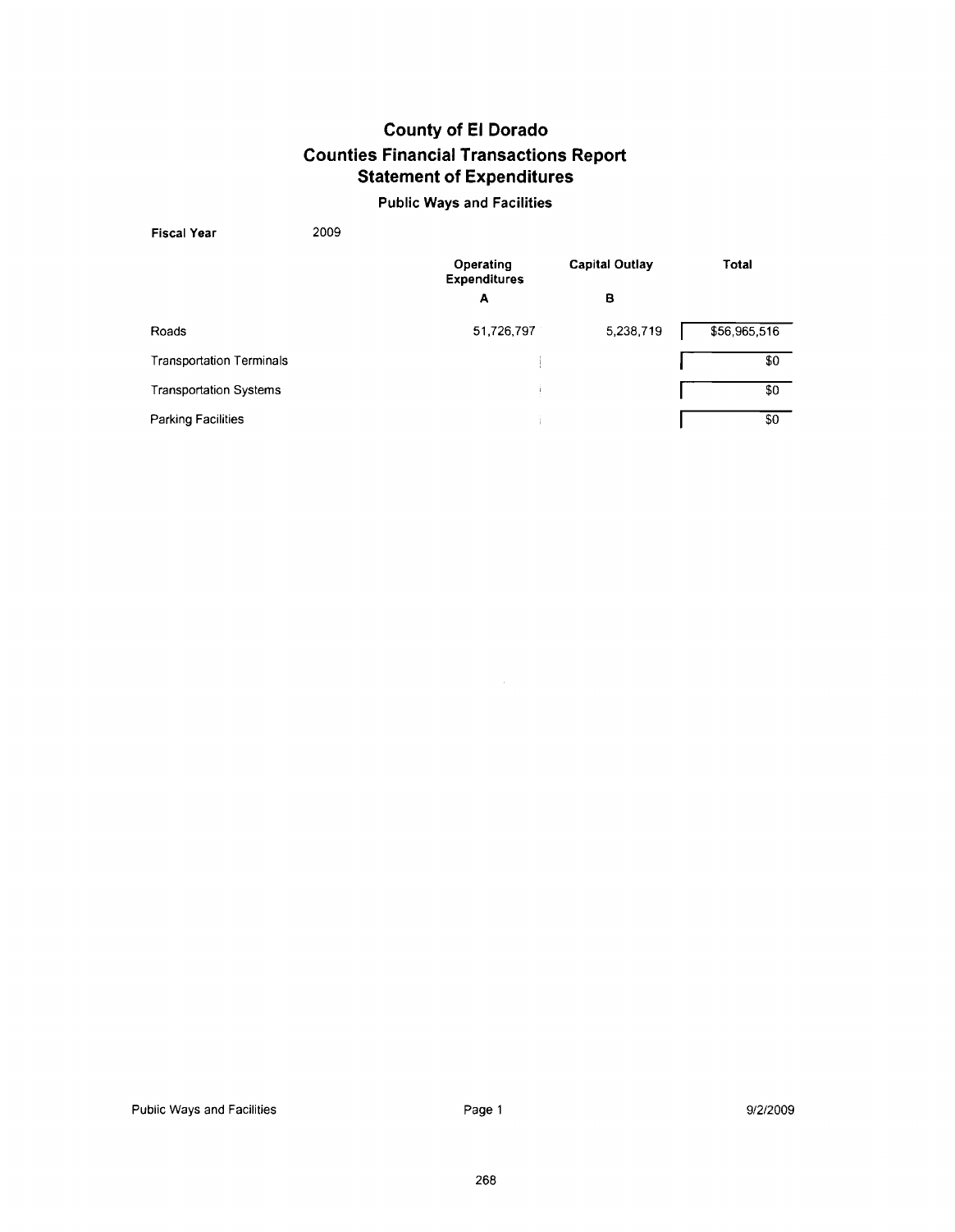# County of El Dorado
# Counties Financial Transactions Report
## Statement of Expenditures
### Public Ways and Facilities

**Fiscal Year** 2009

| | Operating Expenditures<br>A | Capital Outlay<br>B | Total |
|---|---|---|---|
| Roads | 51,726,797 | 5,238,719 | $56,965,516 |
| Transportation Terminals | | | $0 |
| Transportation Systems | | | $0 |
| Parking Facilities | | | $0 |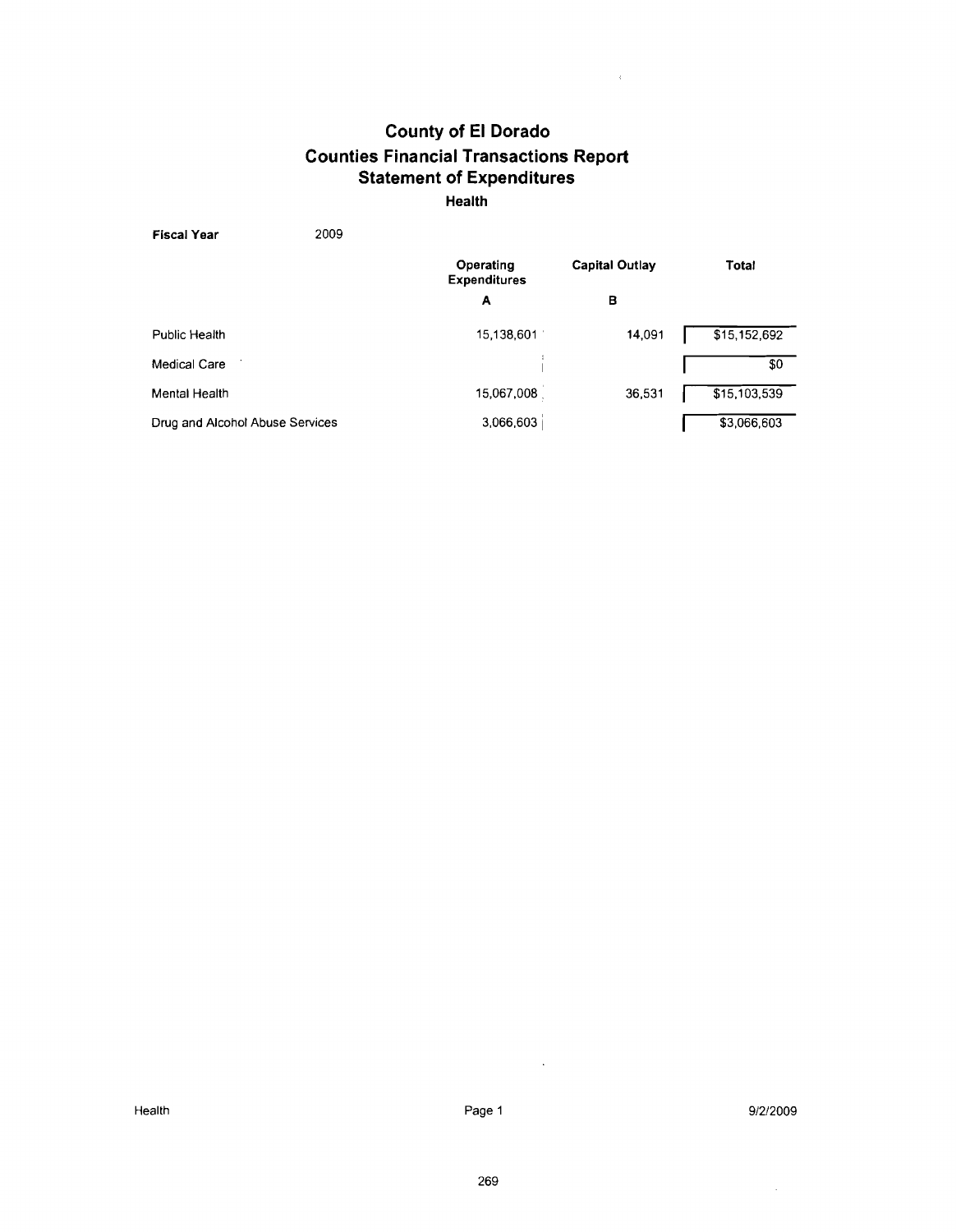# County of El Dorado
## Counties Financial Transactions Report
## Statement of Expenditures
### Health

**Fiscal Year** 2009

| | Operating Expenditures | Capital Outlay | Total |
|---|---|---|---|
| | **A** | **B** | |
| Public Health | 15,138,601 | 14,091 | $15,152,692 |
| Medical Care | | | $0 |
| Mental Health | 15,067,008 | 36,531 | $15,103,539 |
| Drug and Alcohol Abuse Services | 3,066,603 | | $3,066,603 |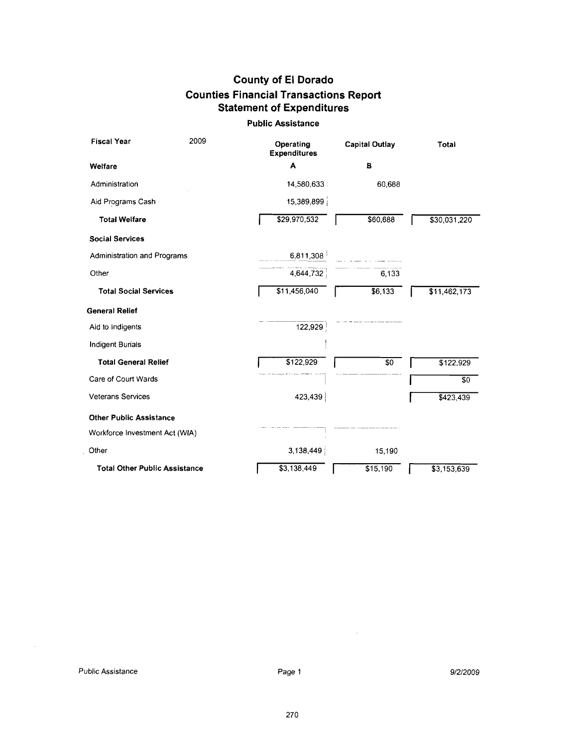# County of El Dorado
## Counties Financial Transactions Report
## Statement of Expenditures

### Public Assistance

| Fiscal Year 2009 | Operating Expenditures | Capital Outlay | Total |
|---|---|---|---|
| **Welfare** | **A** | **B** | |
| Administration | 14,580,633 | 60,688 | |
| Aid Programs Cash | 15,389,899 | | |
| **Total Welfare** | $29,970,532 | $60,688 | $30,031,220 |
| **Social Services** | | | |
| Administration and Programs | 6,811,308 | | |
| Other | 4,644,732 | 6,133 | |
| **Total Social Services** | $11,456,040 | $6,133 | $11,462,173 |
| **General Relief** | | | |
| Aid to Indigents | 122,929 | | |
| Indigent Burials | | | |
| **Total General Relief** | $122,929 | $0 | $122,929 |
| Care of Court Wards | | | $0 |
| Veterans Services | 423,439 | | $423,439 |
| **Other Public Assistance** | | | |
| Workforce Investment Act (WIA) | | | |
| Other | 3,138,449 | 15,190 | |
| **Total Other Public Assistance** | $3,138,449 | $15,190 | $3,153,639 |

Public Assistance

9/2/2009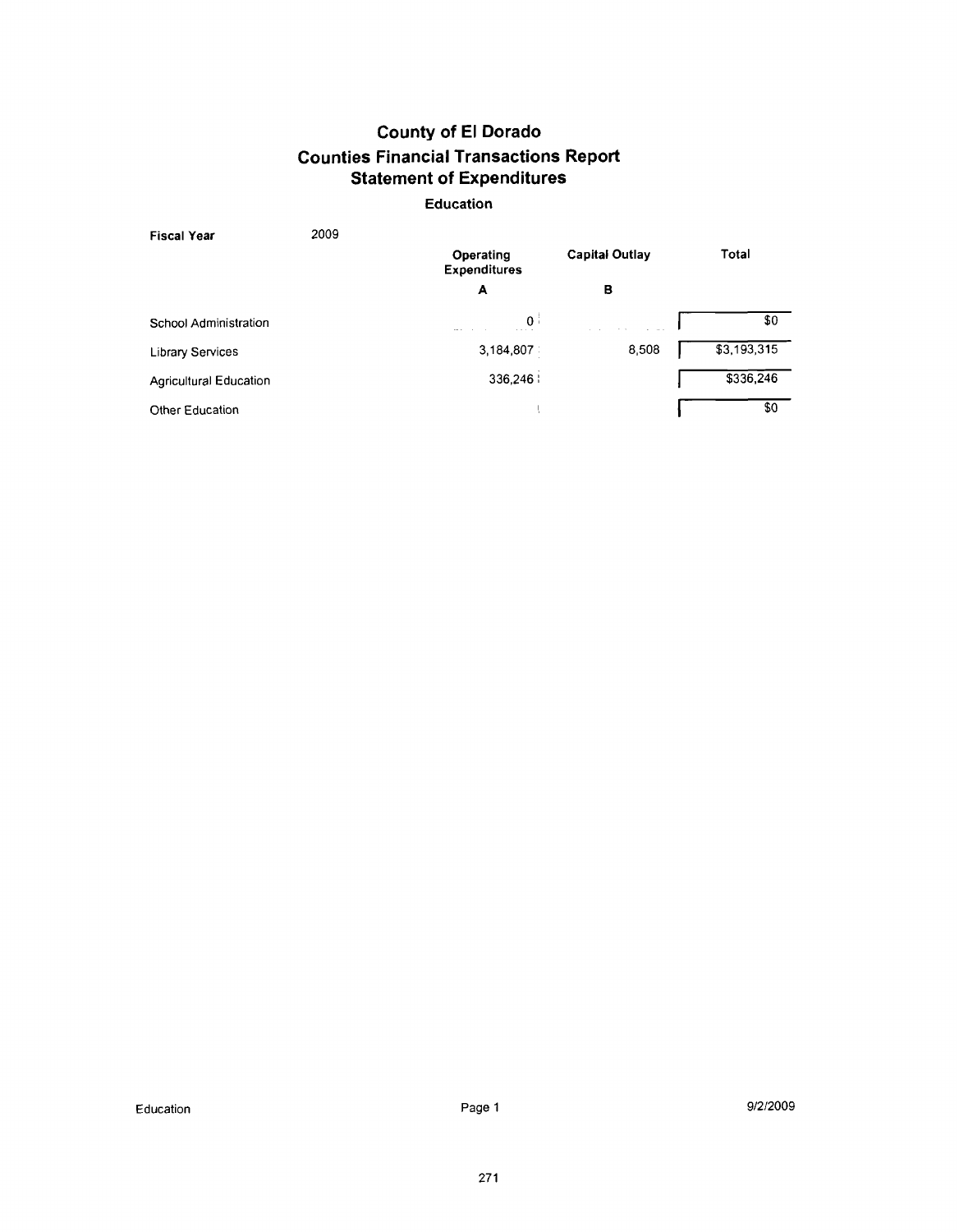# County of El Dorado
## Counties Financial Transactions Report
## Statement of Expenditures
### Education

**Fiscal Year** 2009

| | Operating Expenditures | Capital Outlay | Total |
|---|---|---|---|
| | A | B | |
| School Administration | 0 | | $0 |
| Library Services | 3,184,807 | 8,508 | $3,193,315 |
| Agricultural Education | 336,246 | | $336,246 |
| Other Education | | | $0 |

Education 9/2/2009

271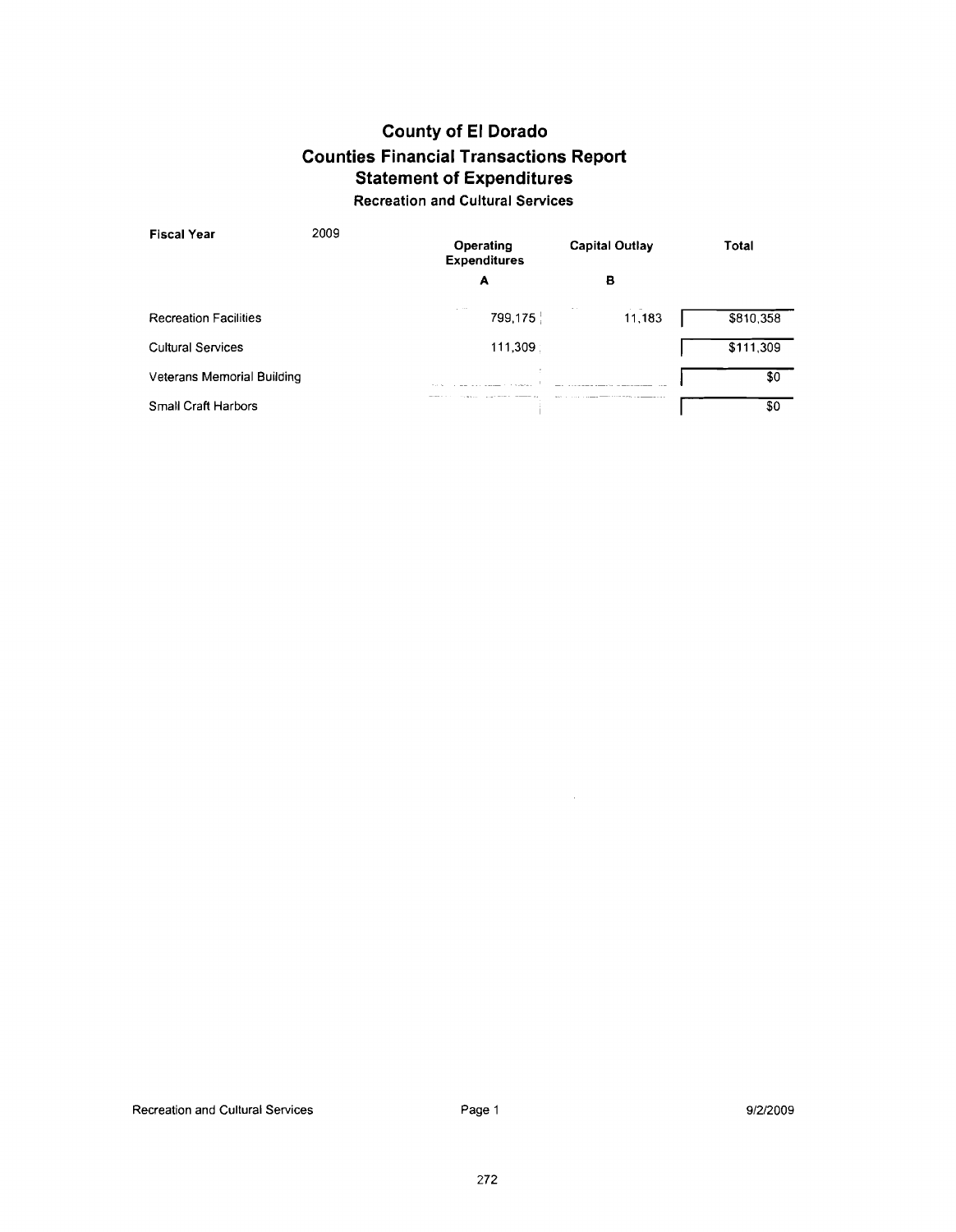# County of El Dorado
## Counties Financial Transactions Report
## Statement of Expenditures
### Recreation and Cultural Services

| Fiscal Year 2009 | Operating Expenditures | Capital Outlay | Total |
|---|---|---|---|
| | A | B | |
| Recreation Facilities | 799,175 | 11,183 | $810,358 |
| Cultural Services | 111,309 | | $111,309 |
| Veterans Memorial Building | | | $0 |
| Small Craft Harbors | | | $0 |

Recreation and Cultural Services 9/2/2009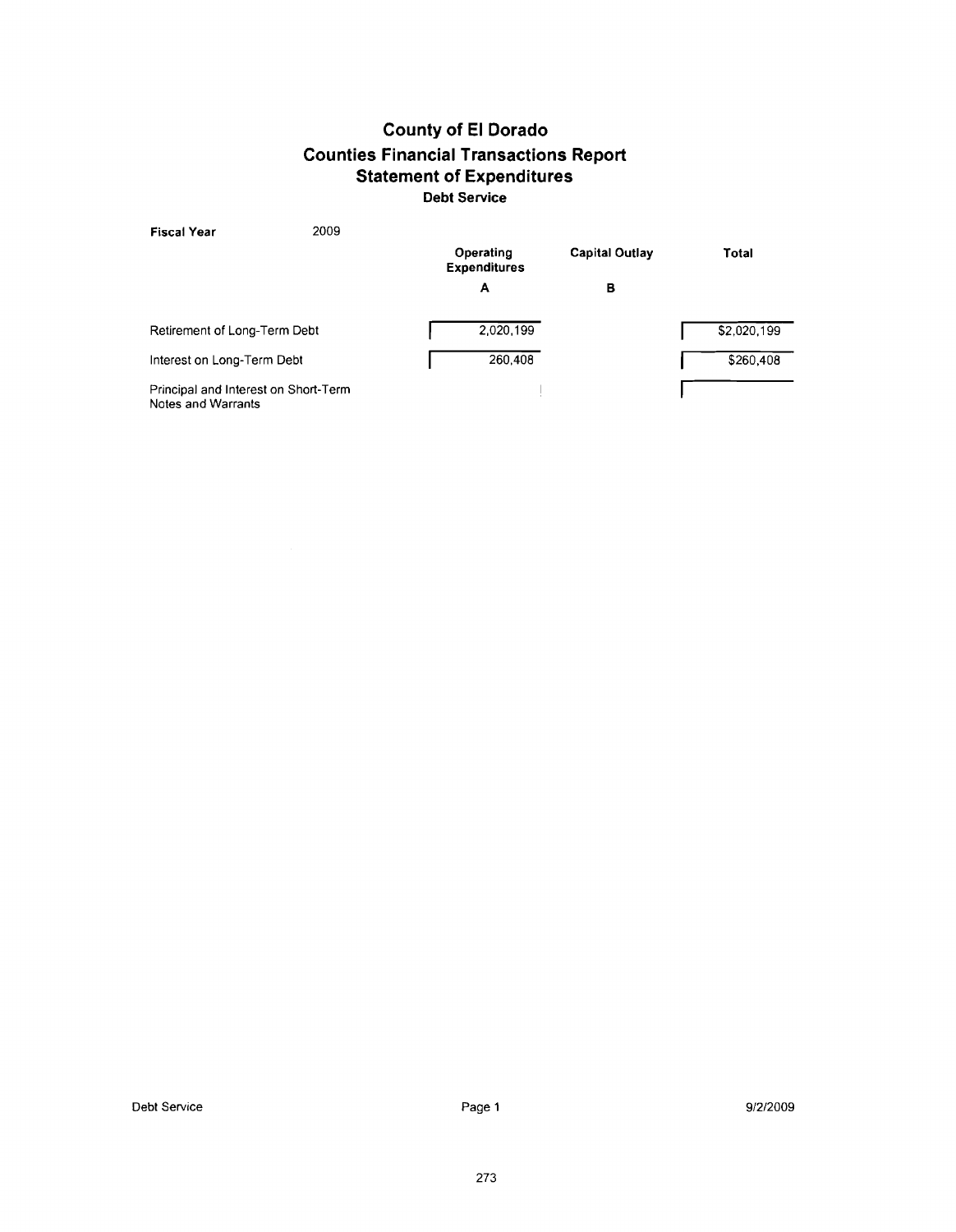# County of El Dorado
## Counties Financial Transactions Report
### Statement of Expenditures
**Debt Service**

**Fiscal Year** 2009

| | Operating Expenditures | Capital Outlay | Total |
|---|---|---|---|
| | A | B | |
| Retirement of Long-Term Debt | 2,020,199 | | $2,020,199 |
| Interest on Long-Term Debt | 260,408 | | $260,408 |
| Principal and Interest on Short-Term Notes and Warrants | | | |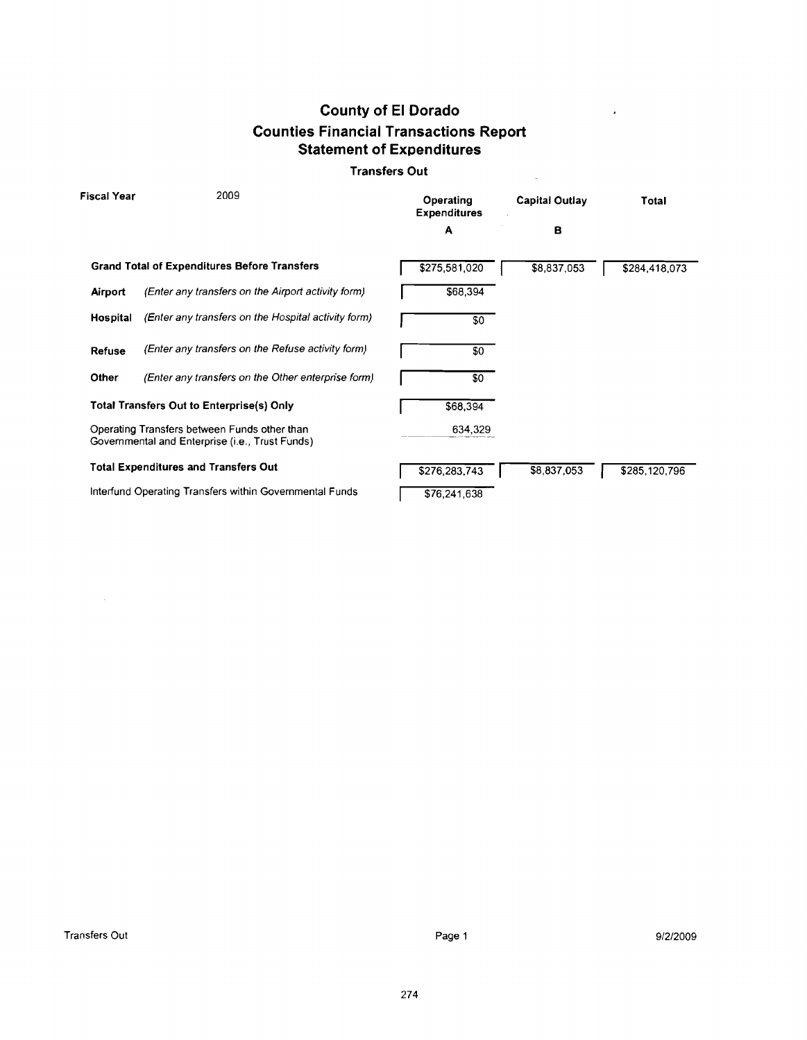# County of El Dorado

## Counties Financial Transactions Report

## Statement of Expenditures

### Transfers Out

| Fiscal Year 2009 | | Operating Expenditures | Capital Outlay | Total |
|---|---|---|---|---|
| | | A | B | |
| **Grand Total of Expenditures Before Transfers** | | $275,581,020 | $8,837,053 | $284,418,073 |
| **Airport** | *(Enter any transfers on the Airport activity form)* | $68,394 | | |
| **Hospital** | *(Enter any transfers on the Hospital activity form)* | $0 | | |
| **Refuse** | *(Enter any transfers on the Refuse activity form)* | $0 | | |
| **Other** | *(Enter any transfers on the Other enterprise form)* | $0 | | |
| **Total Transfers Out to Enterprise(s) Only** | | $68,394 | | |
| Operating Transfers between Funds other than Governmental and Enterprise (i.e., Trust Funds) | | 634,329 | | |
| **Total Expenditures and Transfers Out** | | $276,283,743 | $8,837,053 | $285,120,796 |
| Interfund Operating Transfers within Governmental Funds | | $76,241,638 | | |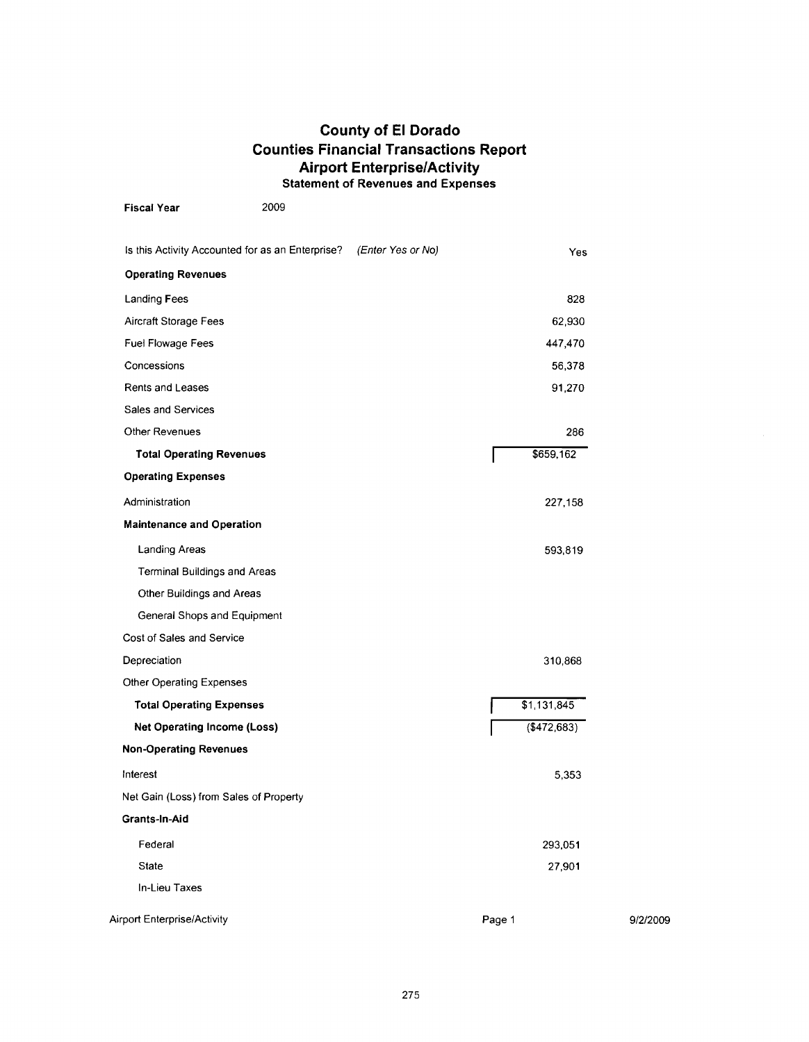# County of El Dorado
## Counties Financial Transactions Report
## Airport Enterprise/Activity
### Statement of Revenues and Expenses

**Fiscal Year** 2009

| | |
|---|---|
| Is this Activity Accounted for as an Enterprise? *(Enter Yes or No)* | Yes |
| **Operating Revenues** | |
| Landing Fees | 828 |
| Aircraft Storage Fees | 62,930 |
| Fuel Flowage Fees | 447,470 |
| Concessions | 56,378 |
| Rents and Leases | 91,270 |
| Sales and Services | |
| Other Revenues | 286 |
| **Total Operating Revenues** | $659,162 |
| **Operating Expenses** | |
| Administration | 227,158 |
| **Maintenance and Operation** | |
| Landing Areas | 593,819 |
| Terminal Buildings and Areas | |
| Other Buildings and Areas | |
| General Shops and Equipment | |
| Cost of Sales and Service | |
| Depreciation | 310,868 |
| Other Operating Expenses | |
| **Total Operating Expenses** | $1,131,845 |
| **Net Operating Income (Loss)** | ($472,683) |
| **Non-Operating Revenues** | |
| Interest | 5,353 |
| Net Gain (Loss) from Sales of Property | |
| **Grants-In-Aid** | |
| Federal | 293,051 |
| State | 27,901 |
| In-Lieu Taxes | |

Airport Enterprise/Activity 9/2/2009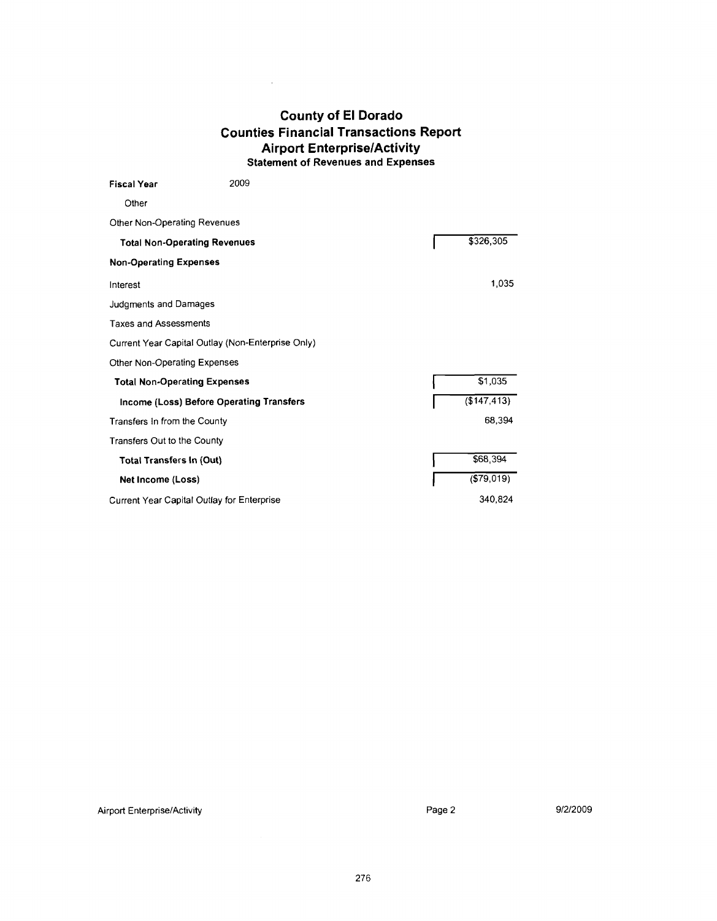# County of El Dorado
## Counties Financial Transactions Report
## Airport Enterprise/Activity
### Statement of Revenues and Expenses

**Fiscal Year** 2009

| | |
|---|---|
| Other | |
| Other Non-Operating Revenues | |
| **Total Non-Operating Revenues** | $326,305 |
| **Non-Operating Expenses** | |
| Interest | 1,035 |
| Judgments and Damages | |
| Taxes and Assessments | |
| Current Year Capital Outlay (Non-Enterprise Only) | |
| Other Non-Operating Expenses | |
| **Total Non-Operating Expenses** | $1,035 |
| **Income (Loss) Before Operating Transfers** | ($147,413) |
| Transfers In from the County | 68,394 |
| Transfers Out to the County | |
| **Total Transfers In (Out)** | $68,394 |
| **Net Income (Loss)** | ($79,019) |
| Current Year Capital Outlay for Enterprise | 340,824 |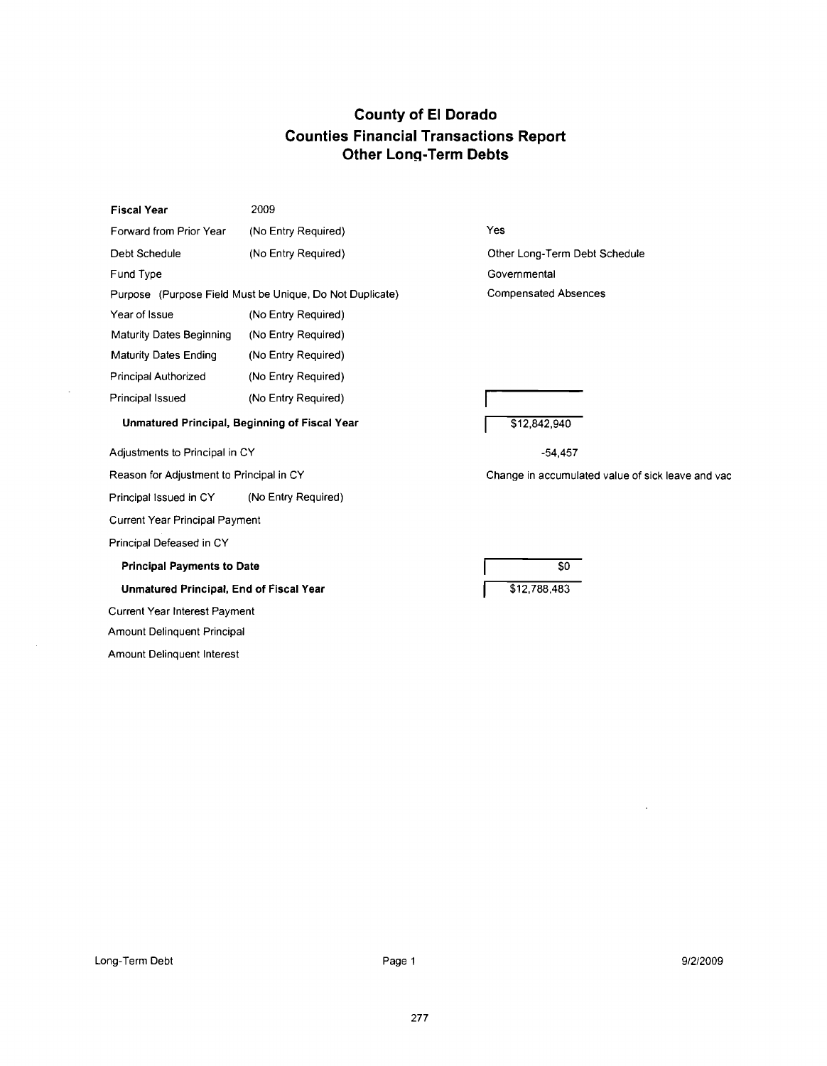# County of El Dorado
## Counties Financial Transactions Report
### Other Long-Term Debts

| | | |
|---|---|---|
| **Fiscal Year** | 2009 | |
| Forward from Prior Year | (No Entry Required) | Yes |
| Debt Schedule | (No Entry Required) | Other Long-Term Debt Schedule |
| Fund Type | | Governmental |
| Purpose (Purpose Field Must be Unique, Do Not Duplicate) | | Compensated Absences |
| Year of Issue | (No Entry Required) | |
| Maturity Dates Beginning | (No Entry Required) | |
| Maturity Dates Ending | (No Entry Required) | |
| Principal Authorized | (No Entry Required) | |
| Principal Issued | (No Entry Required) | |
| **Unmatured Principal, Beginning of Fiscal Year** | | $12,842,940 |
| Adjustments to Principal in CY | | -54,457 |
| Reason for Adjustment to Principal in CY | | Change in accumulated value of sick leave and vac |
| Principal Issued in CY | (No Entry Required) | |
| Current Year Principal Payment | | |
| Principal Defeased in CY | | |
| **Principal Payments to Date** | | $0 |
| **Unmatured Principal, End of Fiscal Year** | | $12,788,483 |
| Current Year Interest Payment | | |
| Amount Delinquent Principal | | |
| Amount Delinquent Interest | | |

Long-Term Debt 9/2/2009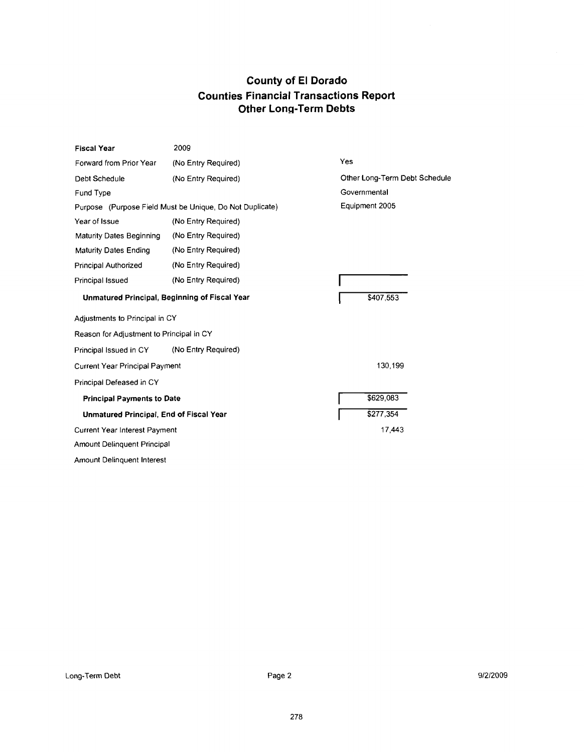# County of El Dorado
## Counties Financial Transactions Report
### Other Long-Term Debts

| | | |
|---|---|---|
| **Fiscal Year** | 2009 | |
| Forward from Prior Year | (No Entry Required) | Yes |
| Debt Schedule | (No Entry Required) | Other Long-Term Debt Schedule |
| Fund Type | | Governmental |
| Purpose (Purpose Field Must be Unique, Do Not Duplicate) | | Equipment 2005 |
| Year of Issue | (No Entry Required) | |
| Maturity Dates Beginning | (No Entry Required) | |
| Maturity Dates Ending | (No Entry Required) | |
| Principal Authorized | (No Entry Required) | |
| Principal Issued | (No Entry Required) | |
| **Unmatured Principal, Beginning of Fiscal Year** | | $407,553 |
| Adjustments to Principal in CY | | |
| Reason for Adjustment to Principal in CY | | |
| Principal Issued in CY | (No Entry Required) | |
| Current Year Principal Payment | | 130,199 |
| Principal Defeased in CY | | |
| **Principal Payments to Date** | | $629,083 |
| **Unmatured Principal, End of Fiscal Year** | | $277,354 |
| Current Year Interest Payment | | 17,443 |
| Amount Delinquent Principal | | |
| Amount Delinquent Interest | | |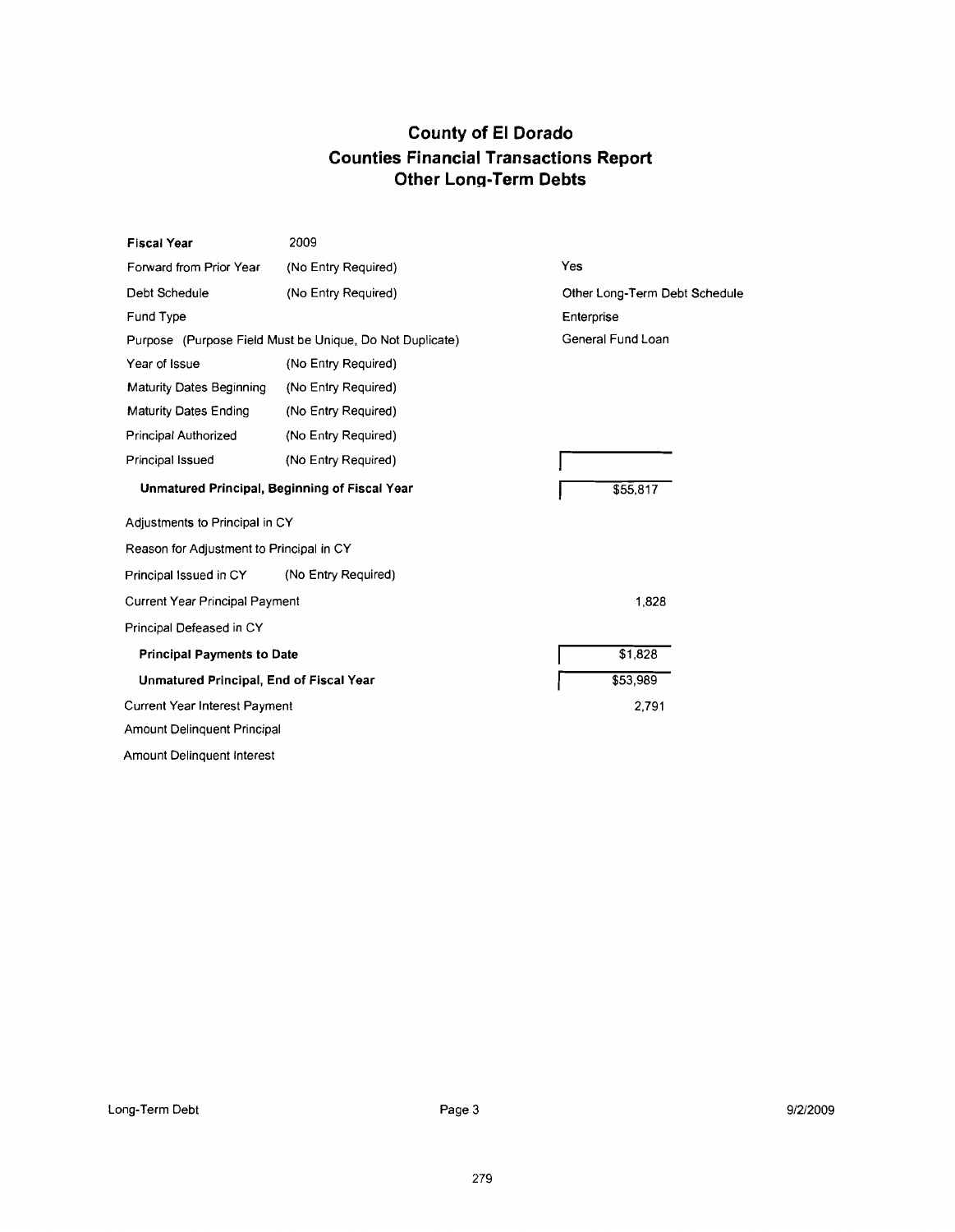# County of El Dorado
## Counties Financial Transactions Report
## Other Long-Term Debts

| | | |
|---|---|---|
| **Fiscal Year** | 2009 | |
| Forward from Prior Year | (No Entry Required) | Yes |
| Debt Schedule | (No Entry Required) | Other Long-Term Debt Schedule |
| Fund Type | | Enterprise |
| Purpose (Purpose Field Must be Unique, Do Not Duplicate) | | General Fund Loan |
| Year of Issue | (No Entry Required) | |
| Maturity Dates Beginning | (No Entry Required) | |
| Maturity Dates Ending | (No Entry Required) | |
| Principal Authorized | (No Entry Required) | |
| Principal Issued | (No Entry Required) | |
| **Unmatured Principal, Beginning of Fiscal Year** | | $55,817 |
| Adjustments to Principal in CY | | |
| Reason for Adjustment to Principal in CY | | |
| Principal Issued in CY | (No Entry Required) | |
| Current Year Principal Payment | | 1,828 |
| Principal Defeased in CY | | |
| **Principal Payments to Date** | | $1,828 |
| **Unmatured Principal, End of Fiscal Year** | | $53,989 |
| Current Year Interest Payment | | 2,791 |
| Amount Delinquent Principal | | |
| Amount Delinquent Interest | | |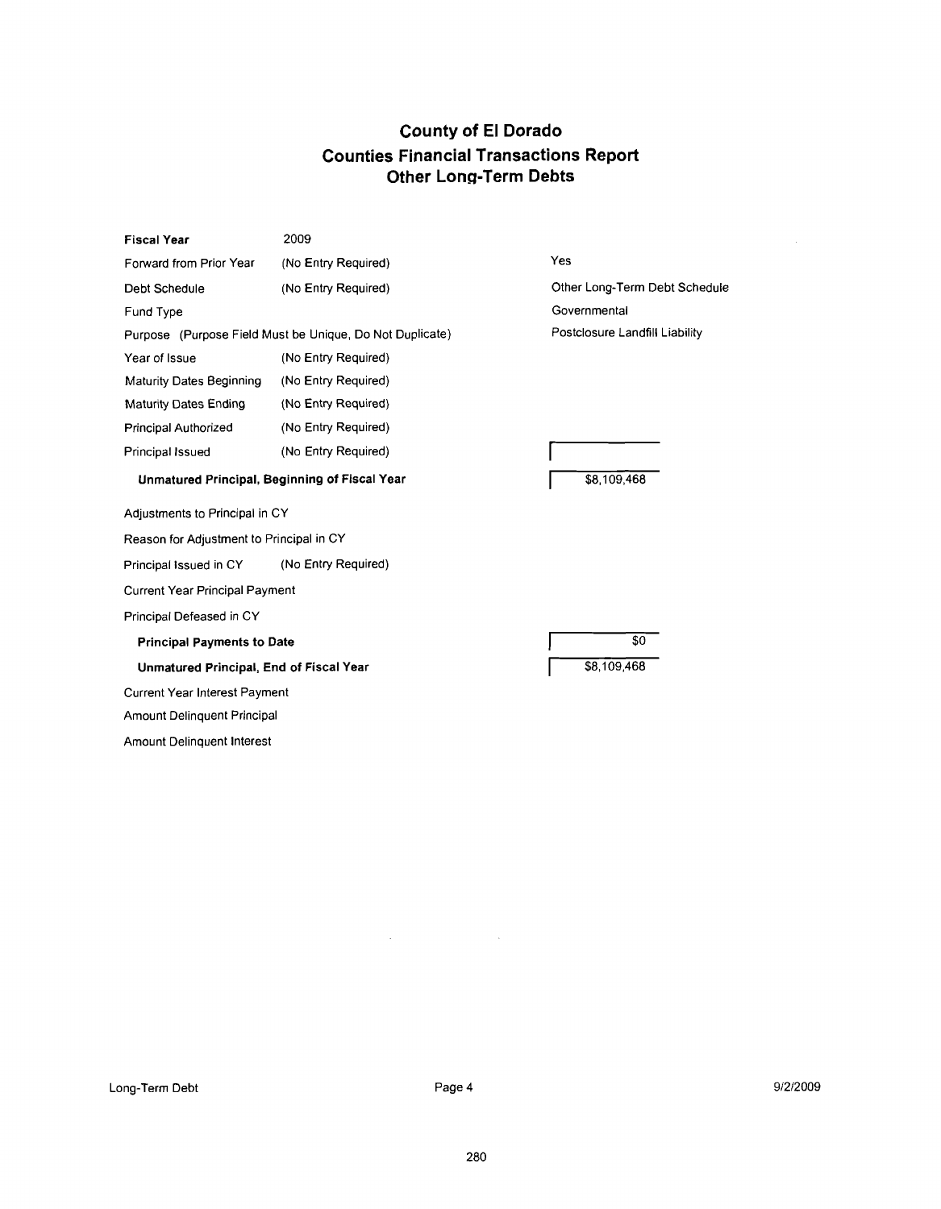# County of El Dorado
## Counties Financial Transactions Report
### Other Long-Term Debts

| | | |
|---|---|---|
| **Fiscal Year** | 2009 | |
| Forward from Prior Year | (No Entry Required) | Yes |
| Debt Schedule | (No Entry Required) | Other Long-Term Debt Schedule |
| Fund Type | | Governmental |
| Purpose (Purpose Field Must be Unique, Do Not Duplicate) | | Postclosure Landfill Liability |
| Year of Issue | (No Entry Required) | |
| Maturity Dates Beginning | (No Entry Required) | |
| Maturity Dates Ending | (No Entry Required) | |
| Principal Authorized | (No Entry Required) | |
| Principal Issued | (No Entry Required) | |
| **Unmatured Principal, Beginning of Fiscal Year** | | $8,109,468 |
| Adjustments to Principal in CY | | |
| Reason for Adjustment to Principal in CY | | |
| Principal Issued in CY | (No Entry Required) | |
| Current Year Principal Payment | | |
| Principal Defeased in CY | | |
| **Principal Payments to Date** | | $0 |
| **Unmatured Principal, End of Fiscal Year** | | $8,109,468 |
| Current Year Interest Payment | | |
| Amount Delinquent Principal | | |
| Amount Delinquent Interest | | |

Long-Term Debt | Page 4 | 9/2/2009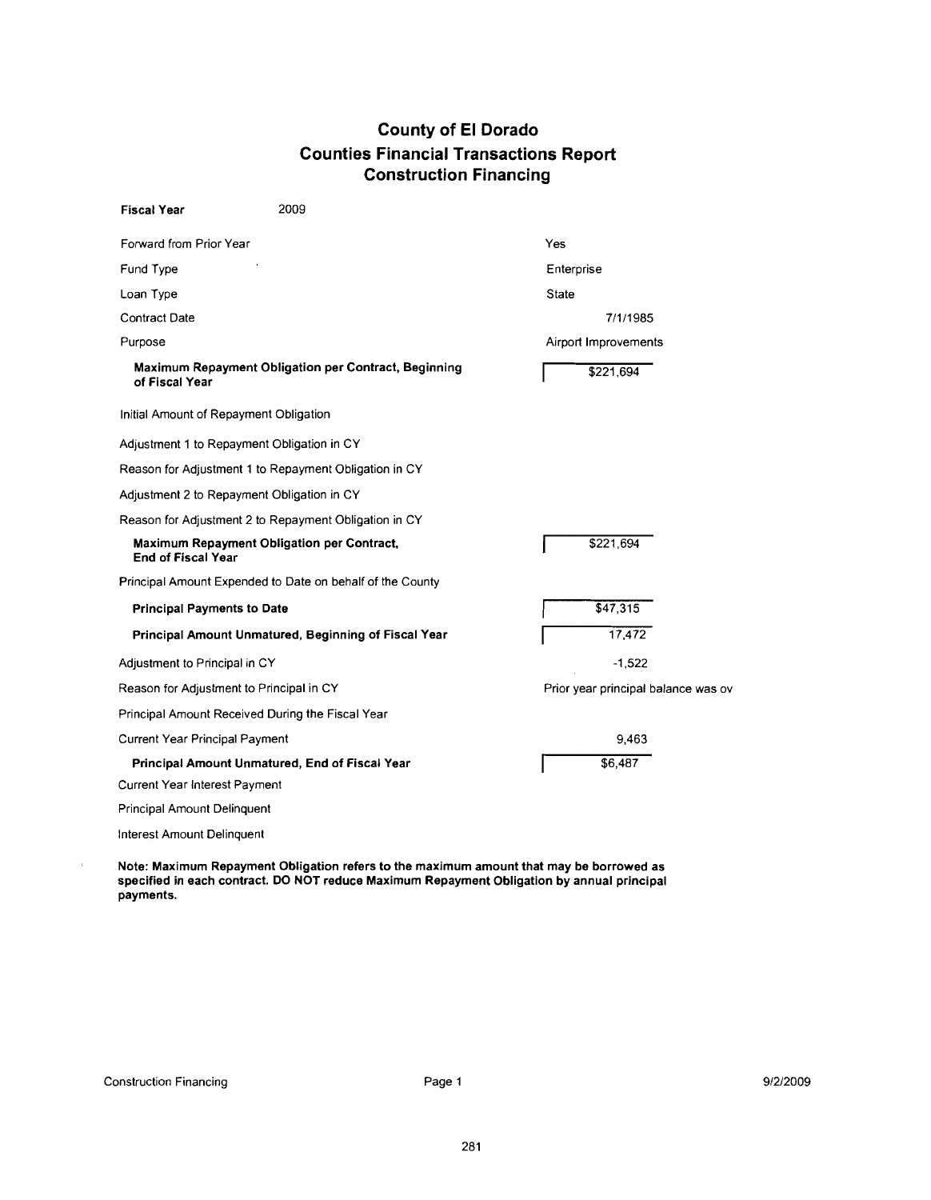# County of El Dorado
## Counties Financial Transactions Report
### Construction Financing

| | |
|---|---|
| **Fiscal Year** | 2009 |
| Forward from Prior Year | Yes |
| Fund Type | Enterprise |
| Loan Type | State |
| Contract Date | 7/1/1985 |
| Purpose | Airport Improvements |
| **Maximum Repayment Obligation per Contract, Beginning of Fiscal Year** | $221,694 |
| Initial Amount of Repayment Obligation | |
| Adjustment 1 to Repayment Obligation in CY | |
| Reason for Adjustment 1 to Repayment Obligation in CY | |
| Adjustment 2 to Repayment Obligation in CY | |
| Reason for Adjustment 2 to Repayment Obligation in CY | |
| **Maximum Repayment Obligation per Contract, End of Fiscal Year** | $221,694 |
| Principal Amount Expended to Date on behalf of the County | |
| **Principal Payments to Date** | $47,315 |
| **Principal Amount Unmatured, Beginning of Fiscal Year** | 17,472 |
| Adjustment to Principal in CY | -1,522 |
| Reason for Adjustment to Principal in CY | Prior year principal balance was ov |
| Principal Amount Received During the Fiscal Year | |
| Current Year Principal Payment | 9,463 |
| **Principal Amount Unmatured, End of Fiscal Year** | $6,487 |
| Current Year Interest Payment | |
| Principal Amount Delinquent | |
| Interest Amount Delinquent | |

**Note: Maximum Repayment Obligation refers to the maximum amount that may be borrowed as specified in each contract. DO NOT reduce Maximum Repayment Obligation by annual principal payments.**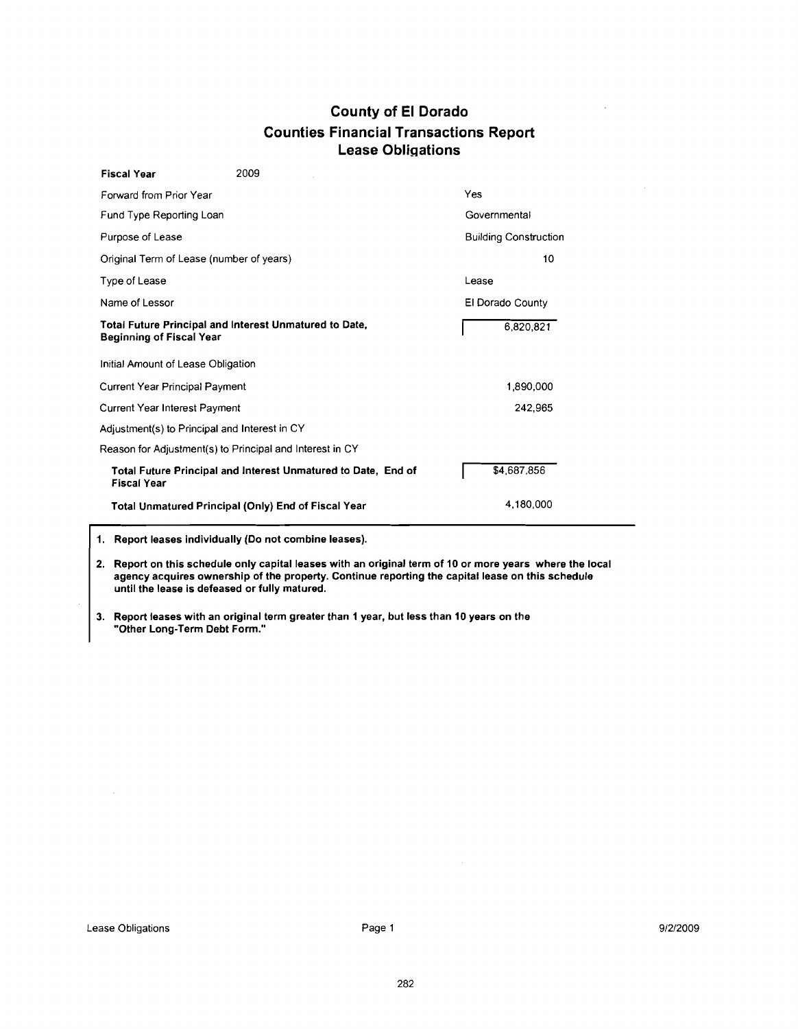# County of El Dorado
## Counties Financial Transactions Report
## Lease Obligations

**Fiscal Year** 2009

| | |
|---|---|
| Forward from Prior Year | Yes |
| Fund Type Reporting Loan | Governmental |
| Purpose of Lease | Building Construction |
| Original Term of Lease (number of years) | 10 |
| Type of Lease | Lease |
| Name of Lessor | El Dorado County |
| **Total Future Principal and Interest Unmatured to Date, Beginning of Fiscal Year** | 6,820,821 |
| Initial Amount of Lease Obligation | |
| Current Year Principal Payment | 1,890,000 |
| Current Year Interest Payment | 242,965 |
| Adjustment(s) to Principal and Interest in CY | |
| Reason for Adjustment(s) to Principal and Interest in CY | |
| **Total Future Principal and Interest Unmatured to Date, End of Fiscal Year** | $4,687,856 |
| **Total Unmatured Principal (Only) End of Fiscal Year** | 4,180,000 |

1. **Report leases individually (Do not combine leases).**
2. **Report on this schedule only capital leases with an original term of 10 or more years where the local agency acquires ownership of the property. Continue reporting the capital lease on this schedule until the lease is defeased or fully matured.**
3. **Report leases with an original term greater than 1 year, but less than 10 years on the "Other Long-Term Debt Form."**